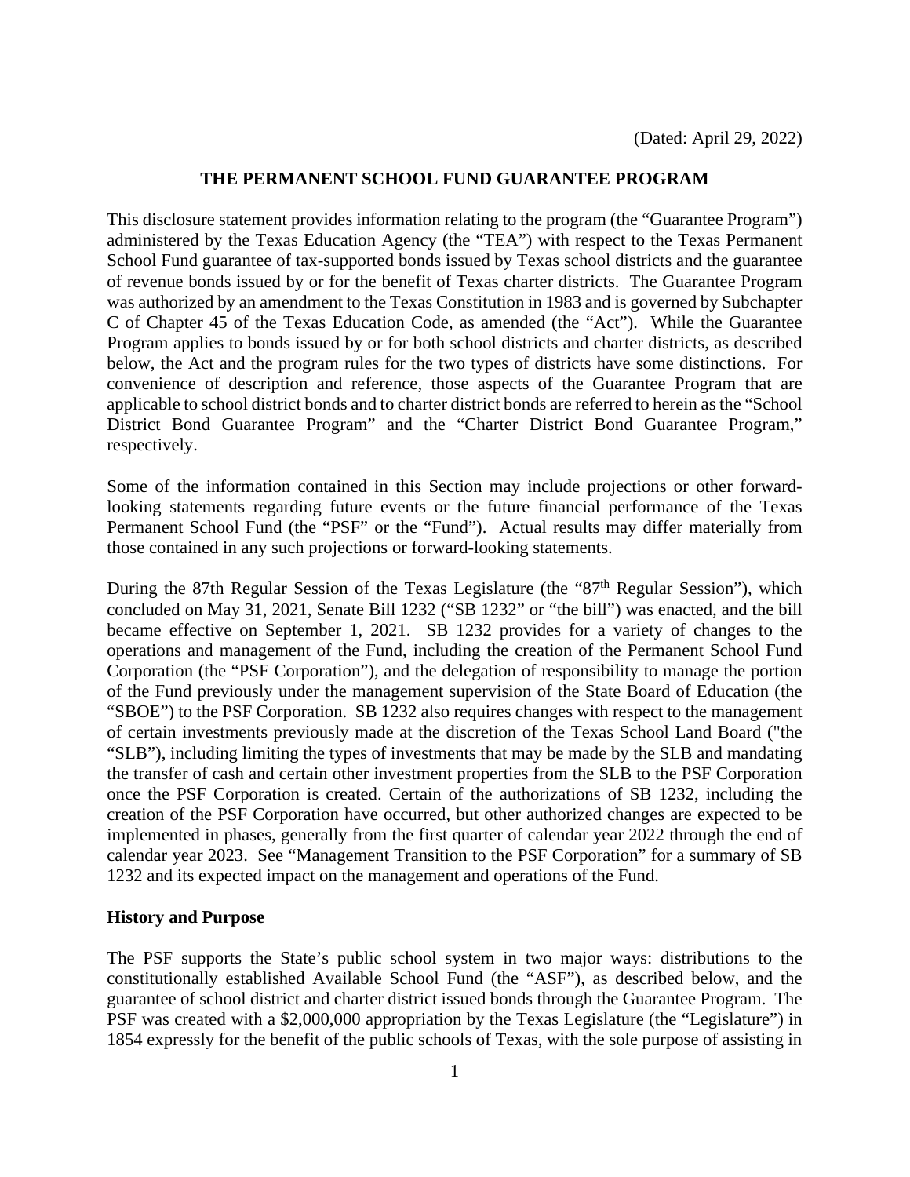(Dated: April 29, 2022)

# THE PERMANENT SCHOOL FUND GUARANTEE PROGRAM

This disclosure statement provides information relating to the program (the "Guarantee Program") administered by the Texas Education Agency (the "TEA") with respect to the Texas Permanent School Fund guarantee of tax-supported bonds issued by Texas school districts and the guarantee of revenue bonds issued by or for the benefit of Texas charter districts. The Guarantee Program was authorized by an amendment to the Texas Constitution in 1983 and is governed by Subchapter C of Chapter 45 of the Texas Education Code, as amended (the "Act"). While the Guarantee Program applies to bonds issued by or for both school districts and charter districts, as described below, the Act and the program rules for the two types of districts have some distinctions. For convenience of description and reference, those aspects of the Guarantee Program that are applicable to school district bonds and to charter district bonds are referred to herein as the "School District Bond Guarantee Program" and the "Charter District Bond Guarantee Program," respectively.

Some of the information contained in this Section may include projections or other forward-looking statements regarding future events or the future financial performance of the Texas Permanent School Fund (the "PSF" or the "Fund"). Actual results may differ materially from those contained in any such projections or forward-looking statements.

During the 87th Regular Session of the Texas Legislature (the "87th Regular Session"), which concluded on May 31, 2021, Senate Bill 1232 ("SB 1232" or "the bill") was enacted, and the bill became effective on September 1, 2021. SB 1232 provides for a variety of changes to the operations and management of the Fund, including the creation of the Permanent School Fund Corporation (the "PSF Corporation"), and the delegation of responsibility to manage the portion of the Fund previously under the management supervision of the State Board of Education (the "SBOE") to the PSF Corporation. SB 1232 also requires changes with respect to the management of certain investments previously made at the discretion of the Texas School Land Board ("the "SLB"), including limiting the types of investments that may be made by the SLB and mandating the transfer of cash and certain other investment properties from the SLB to the PSF Corporation once the PSF Corporation is created. Certain of the authorizations of SB 1232, including the creation of the PSF Corporation have occurred, but other authorized changes are expected to be implemented in phases, generally from the first quarter of calendar year 2022 through the end of calendar year 2023. See "Management Transition to the PSF Corporation" for a summary of SB 1232 and its expected impact on the management and operations of the Fund.

## History and Purpose

The PSF supports the State's public school system in two major ways: distributions to the constitutionally established Available School Fund (the "ASF"), as described below, and the guarantee of school district and charter district issued bonds through the Guarantee Program. The PSF was created with a $2,000,000 appropriation by the Texas Legislature (the "Legislature") in 1854 expressly for the benefit of the public schools of Texas, with the sole purpose of assisting in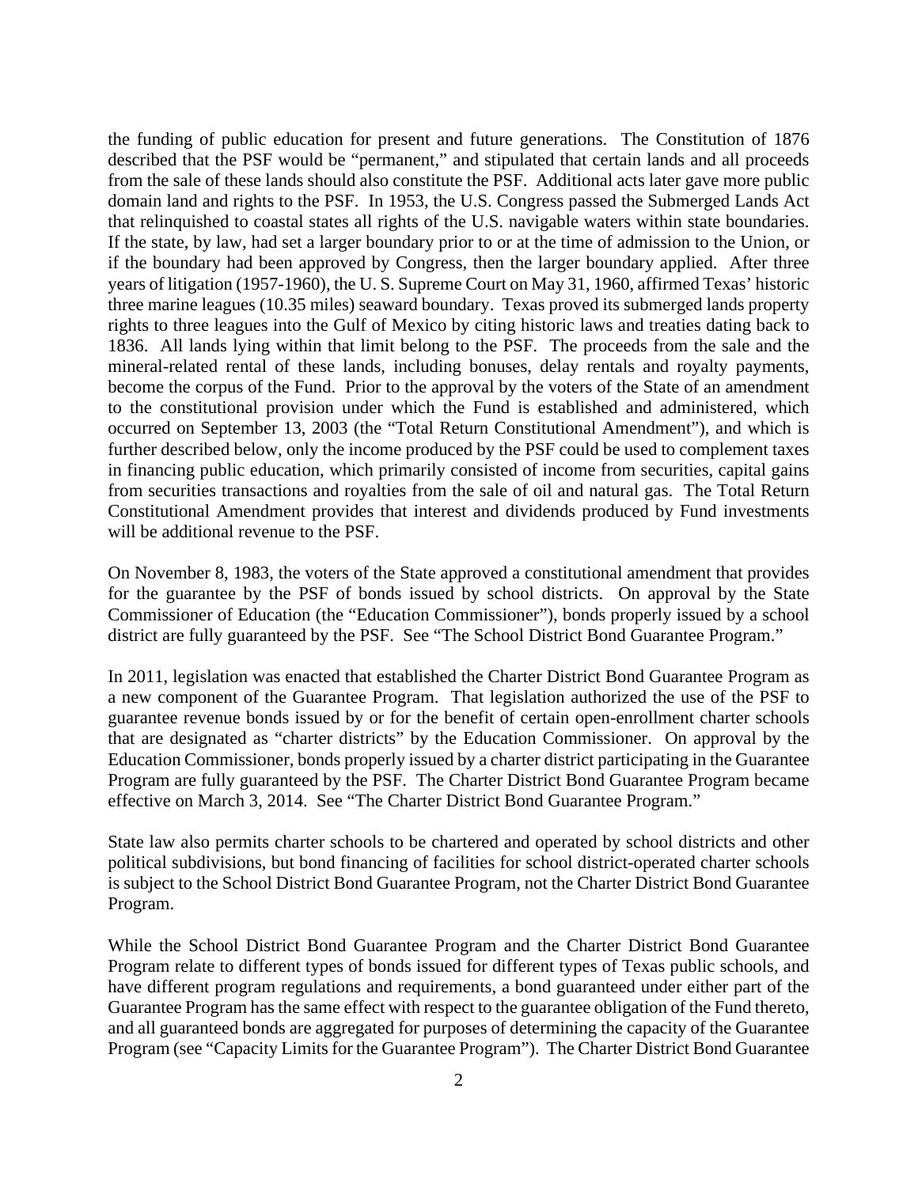the funding of public education for present and future generations. The Constitution of 1876 described that the PSF would be "permanent," and stipulated that certain lands and all proceeds from the sale of these lands should also constitute the PSF. Additional acts later gave more public domain land and rights to the PSF. In 1953, the U.S. Congress passed the Submerged Lands Act that relinquished to coastal states all rights of the U.S. navigable waters within state boundaries. If the state, by law, had set a larger boundary prior to or at the time of admission to the Union, or if the boundary had been approved by Congress, then the larger boundary applied. After three years of litigation (1957-1960), the U. S. Supreme Court on May 31, 1960, affirmed Texas' historic three marine leagues (10.35 miles) seaward boundary. Texas proved its submerged lands property rights to three leagues into the Gulf of Mexico by citing historic laws and treaties dating back to 1836. All lands lying within that limit belong to the PSF. The proceeds from the sale and the mineral-related rental of these lands, including bonuses, delay rentals and royalty payments, become the corpus of the Fund. Prior to the approval by the voters of the State of an amendment to the constitutional provision under which the Fund is established and administered, which occurred on September 13, 2003 (the "Total Return Constitutional Amendment"), and which is further described below, only the income produced by the PSF could be used to complement taxes in financing public education, which primarily consisted of income from securities, capital gains from securities transactions and royalties from the sale of oil and natural gas. The Total Return Constitutional Amendment provides that interest and dividends produced by Fund investments will be additional revenue to the PSF.

On November 8, 1983, the voters of the State approved a constitutional amendment that provides for the guarantee by the PSF of bonds issued by school districts. On approval by the State Commissioner of Education (the "Education Commissioner"), bonds properly issued by a school district are fully guaranteed by the PSF. See "The School District Bond Guarantee Program."

In 2011, legislation was enacted that established the Charter District Bond Guarantee Program as a new component of the Guarantee Program. That legislation authorized the use of the PSF to guarantee revenue bonds issued by or for the benefit of certain open-enrollment charter schools that are designated as "charter districts" by the Education Commissioner. On approval by the Education Commissioner, bonds properly issued by a charter district participating in the Guarantee Program are fully guaranteed by the PSF. The Charter District Bond Guarantee Program became effective on March 3, 2014. See "The Charter District Bond Guarantee Program."

State law also permits charter schools to be chartered and operated by school districts and other political subdivisions, but bond financing of facilities for school district-operated charter schools is subject to the School District Bond Guarantee Program, not the Charter District Bond Guarantee Program.

While the School District Bond Guarantee Program and the Charter District Bond Guarantee Program relate to different types of bonds issued for different types of Texas public schools, and have different program regulations and requirements, a bond guaranteed under either part of the Guarantee Program has the same effect with respect to the guarantee obligation of the Fund thereto, and all guaranteed bonds are aggregated for purposes of determining the capacity of the Guarantee Program (see "Capacity Limits for the Guarantee Program"). The Charter District Bond Guarantee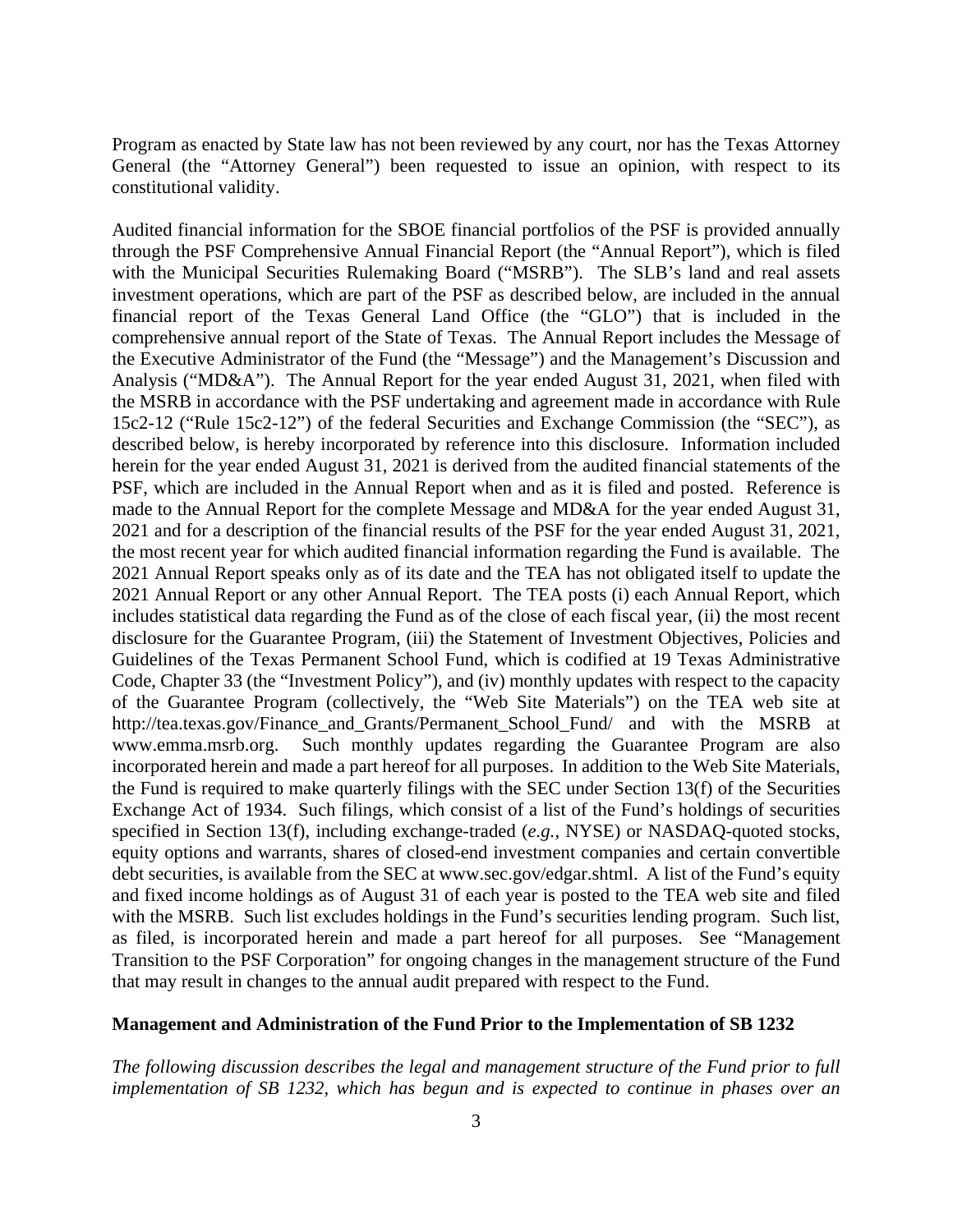Program as enacted by State law has not been reviewed by any court, nor has the Texas Attorney General (the "Attorney General") been requested to issue an opinion, with respect to its constitutional validity.

Audited financial information for the SBOE financial portfolios of the PSF is provided annually through the PSF Comprehensive Annual Financial Report (the "Annual Report"), which is filed with the Municipal Securities Rulemaking Board ("MSRB"). The SLB's land and real assets investment operations, which are part of the PSF as described below, are included in the annual financial report of the Texas General Land Office (the "GLO") that is included in the comprehensive annual report of the State of Texas. The Annual Report includes the Message of the Executive Administrator of the Fund (the "Message") and the Management's Discussion and Analysis ("MD&A"). The Annual Report for the year ended August 31, 2021, when filed with the MSRB in accordance with the PSF undertaking and agreement made in accordance with Rule 15c2-12 ("Rule 15c2-12") of the federal Securities and Exchange Commission (the "SEC"), as described below, is hereby incorporated by reference into this disclosure. Information included herein for the year ended August 31, 2021 is derived from the audited financial statements of the PSF, which are included in the Annual Report when and as it is filed and posted. Reference is made to the Annual Report for the complete Message and MD&A for the year ended August 31, 2021 and for a description of the financial results of the PSF for the year ended August 31, 2021, the most recent year for which audited financial information regarding the Fund is available. The 2021 Annual Report speaks only as of its date and the TEA has not obligated itself to update the 2021 Annual Report or any other Annual Report. The TEA posts (i) each Annual Report, which includes statistical data regarding the Fund as of the close of each fiscal year, (ii) the most recent disclosure for the Guarantee Program, (iii) the Statement of Investment Objectives, Policies and Guidelines of the Texas Permanent School Fund, which is codified at 19 Texas Administrative Code, Chapter 33 (the "Investment Policy"), and (iv) monthly updates with respect to the capacity of the Guarantee Program (collectively, the "Web Site Materials") on the TEA web site at http://tea.texas.gov/Finance_and_Grants/Permanent_School_Fund/ and with the MSRB at www.emma.msrb.org. Such monthly updates regarding the Guarantee Program are also incorporated herein and made a part hereof for all purposes. In addition to the Web Site Materials, the Fund is required to make quarterly filings with the SEC under Section 13(f) of the Securities Exchange Act of 1934. Such filings, which consist of a list of the Fund's holdings of securities specified in Section 13(f), including exchange-traded (*e.g.*, NYSE) or NASDAQ-quoted stocks, equity options and warrants, shares of closed-end investment companies and certain convertible debt securities, is available from the SEC at www.sec.gov/edgar.shtml. A list of the Fund's equity and fixed income holdings as of August 31 of each year is posted to the TEA web site and filed with the MSRB. Such list excludes holdings in the Fund's securities lending program. Such list, as filed, is incorporated herein and made a part hereof for all purposes. See "Management Transition to the PSF Corporation" for ongoing changes in the management structure of the Fund that may result in changes to the annual audit prepared with respect to the Fund.

**Management and Administration of the Fund Prior to the Implementation of SB 1232**

*The following discussion describes the legal and management structure of the Fund prior to full implementation of SB 1232, which has begun and is expected to continue in phases over an*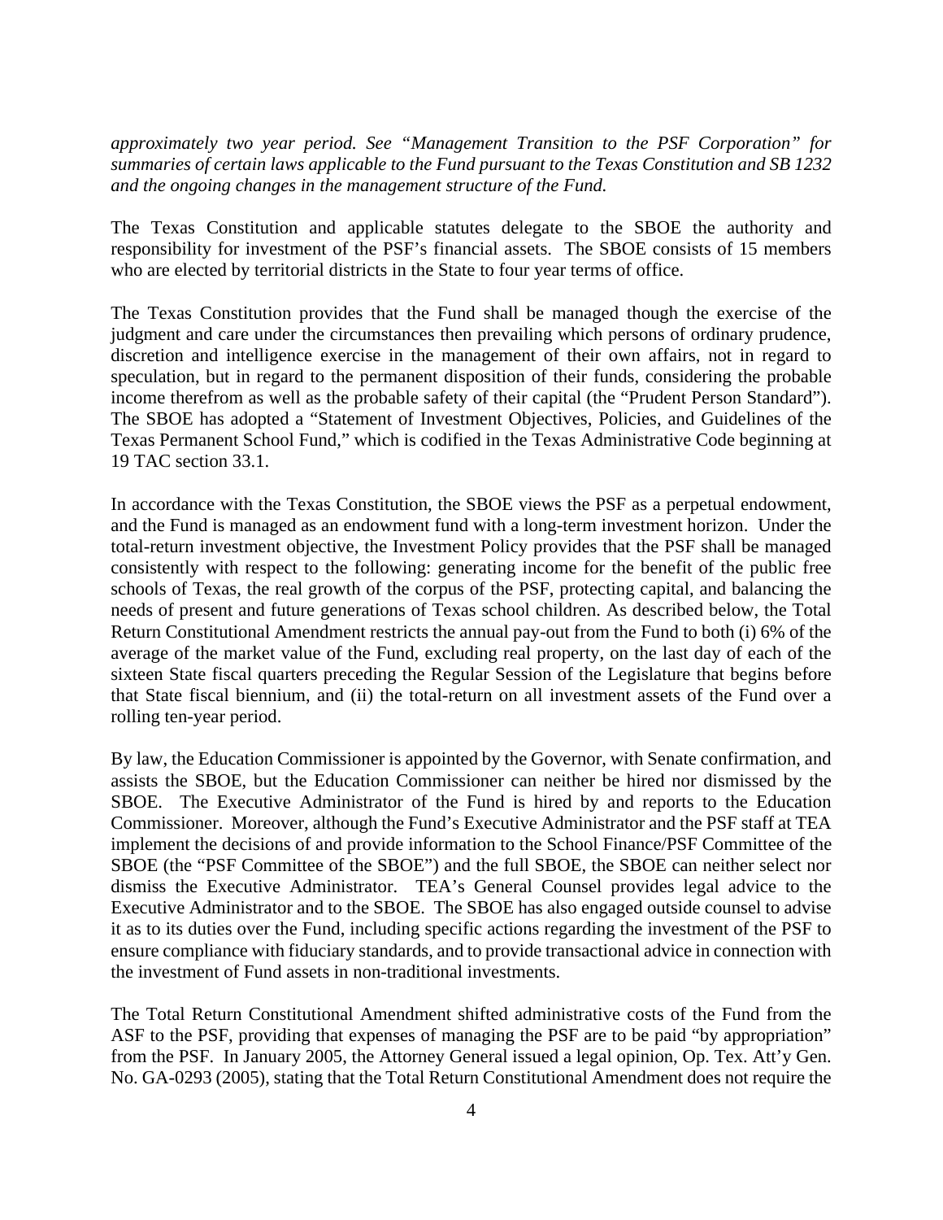*approximately two year period. See "Management Transition to the PSF Corporation" for summaries of certain laws applicable to the Fund pursuant to the Texas Constitution and SB 1232 and the ongoing changes in the management structure of the Fund.*

The Texas Constitution and applicable statutes delegate to the SBOE the authority and responsibility for investment of the PSF's financial assets. The SBOE consists of 15 members who are elected by territorial districts in the State to four year terms of office.

The Texas Constitution provides that the Fund shall be managed though the exercise of the judgment and care under the circumstances then prevailing which persons of ordinary prudence, discretion and intelligence exercise in the management of their own affairs, not in regard to speculation, but in regard to the permanent disposition of their funds, considering the probable income therefrom as well as the probable safety of their capital (the "Prudent Person Standard"). The SBOE has adopted a "Statement of Investment Objectives, Policies, and Guidelines of the Texas Permanent School Fund," which is codified in the Texas Administrative Code beginning at 19 TAC section 33.1.

In accordance with the Texas Constitution, the SBOE views the PSF as a perpetual endowment, and the Fund is managed as an endowment fund with a long-term investment horizon. Under the total-return investment objective, the Investment Policy provides that the PSF shall be managed consistently with respect to the following: generating income for the benefit of the public free schools of Texas, the real growth of the corpus of the PSF, protecting capital, and balancing the needs of present and future generations of Texas school children. As described below, the Total Return Constitutional Amendment restricts the annual pay-out from the Fund to both (i) 6% of the average of the market value of the Fund, excluding real property, on the last day of each of the sixteen State fiscal quarters preceding the Regular Session of the Legislature that begins before that State fiscal biennium, and (ii) the total-return on all investment assets of the Fund over a rolling ten-year period.

By law, the Education Commissioner is appointed by the Governor, with Senate confirmation, and assists the SBOE, but the Education Commissioner can neither be hired nor dismissed by the SBOE. The Executive Administrator of the Fund is hired by and reports to the Education Commissioner. Moreover, although the Fund's Executive Administrator and the PSF staff at TEA implement the decisions of and provide information to the School Finance/PSF Committee of the SBOE (the "PSF Committee of the SBOE") and the full SBOE, the SBOE can neither select nor dismiss the Executive Administrator. TEA's General Counsel provides legal advice to the Executive Administrator and to the SBOE. The SBOE has also engaged outside counsel to advise it as to its duties over the Fund, including specific actions regarding the investment of the PSF to ensure compliance with fiduciary standards, and to provide transactional advice in connection with the investment of Fund assets in non-traditional investments.

The Total Return Constitutional Amendment shifted administrative costs of the Fund from the ASF to the PSF, providing that expenses of managing the PSF are to be paid "by appropriation" from the PSF. In January 2005, the Attorney General issued a legal opinion, Op. Tex. Att'y Gen. No. GA-0293 (2005), stating that the Total Return Constitutional Amendment does not require the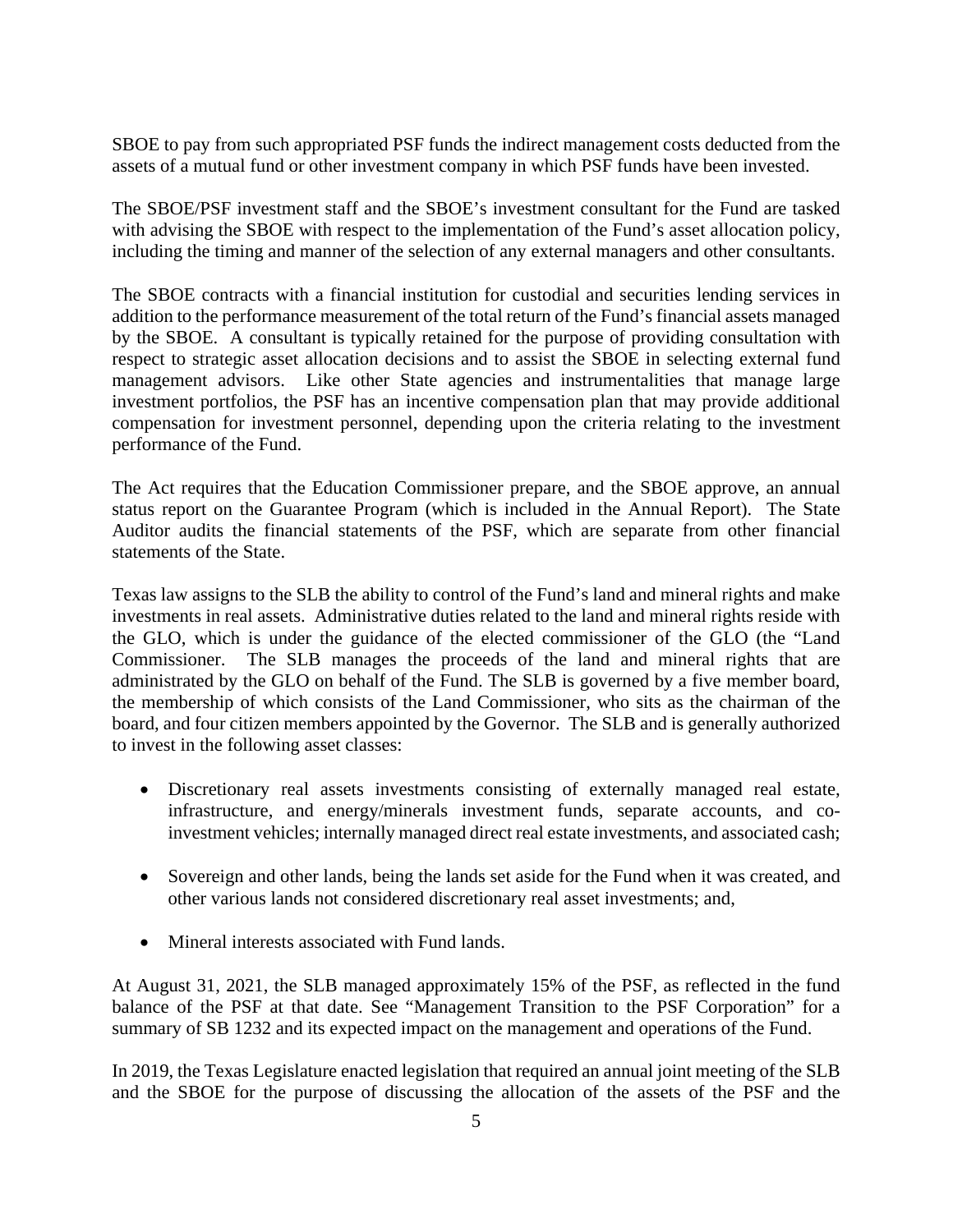SBOE to pay from such appropriated PSF funds the indirect management costs deducted from the assets of a mutual fund or other investment company in which PSF funds have been invested.

The SBOE/PSF investment staff and the SBOE's investment consultant for the Fund are tasked with advising the SBOE with respect to the implementation of the Fund's asset allocation policy, including the timing and manner of the selection of any external managers and other consultants.

The SBOE contracts with a financial institution for custodial and securities lending services in addition to the performance measurement of the total return of the Fund's financial assets managed by the SBOE. A consultant is typically retained for the purpose of providing consultation with respect to strategic asset allocation decisions and to assist the SBOE in selecting external fund management advisors. Like other State agencies and instrumentalities that manage large investment portfolios, the PSF has an incentive compensation plan that may provide additional compensation for investment personnel, depending upon the criteria relating to the investment performance of the Fund.

The Act requires that the Education Commissioner prepare, and the SBOE approve, an annual status report on the Guarantee Program (which is included in the Annual Report). The State Auditor audits the financial statements of the PSF, which are separate from other financial statements of the State.

Texas law assigns to the SLB the ability to control of the Fund's land and mineral rights and make investments in real assets. Administrative duties related to the land and mineral rights reside with the GLO, which is under the guidance of the elected commissioner of the GLO (the "Land Commissioner. The SLB manages the proceeds of the land and mineral rights that are administrated by the GLO on behalf of the Fund. The SLB is governed by a five member board, the membership of which consists of the Land Commissioner, who sits as the chairman of the board, and four citizen members appointed by the Governor. The SLB and is generally authorized to invest in the following asset classes:

- Discretionary real assets investments consisting of externally managed real estate, infrastructure, and energy/minerals investment funds, separate accounts, and co-investment vehicles; internally managed direct real estate investments, and associated cash;
- Sovereign and other lands, being the lands set aside for the Fund when it was created, and other various lands not considered discretionary real asset investments; and,
- Mineral interests associated with Fund lands.

At August 31, 2021, the SLB managed approximately 15% of the PSF, as reflected in the fund balance of the PSF at that date. See "Management Transition to the PSF Corporation" for a summary of SB 1232 and its expected impact on the management and operations of the Fund.

In 2019, the Texas Legislature enacted legislation that required an annual joint meeting of the SLB and the SBOE for the purpose of discussing the allocation of the assets of the PSF and the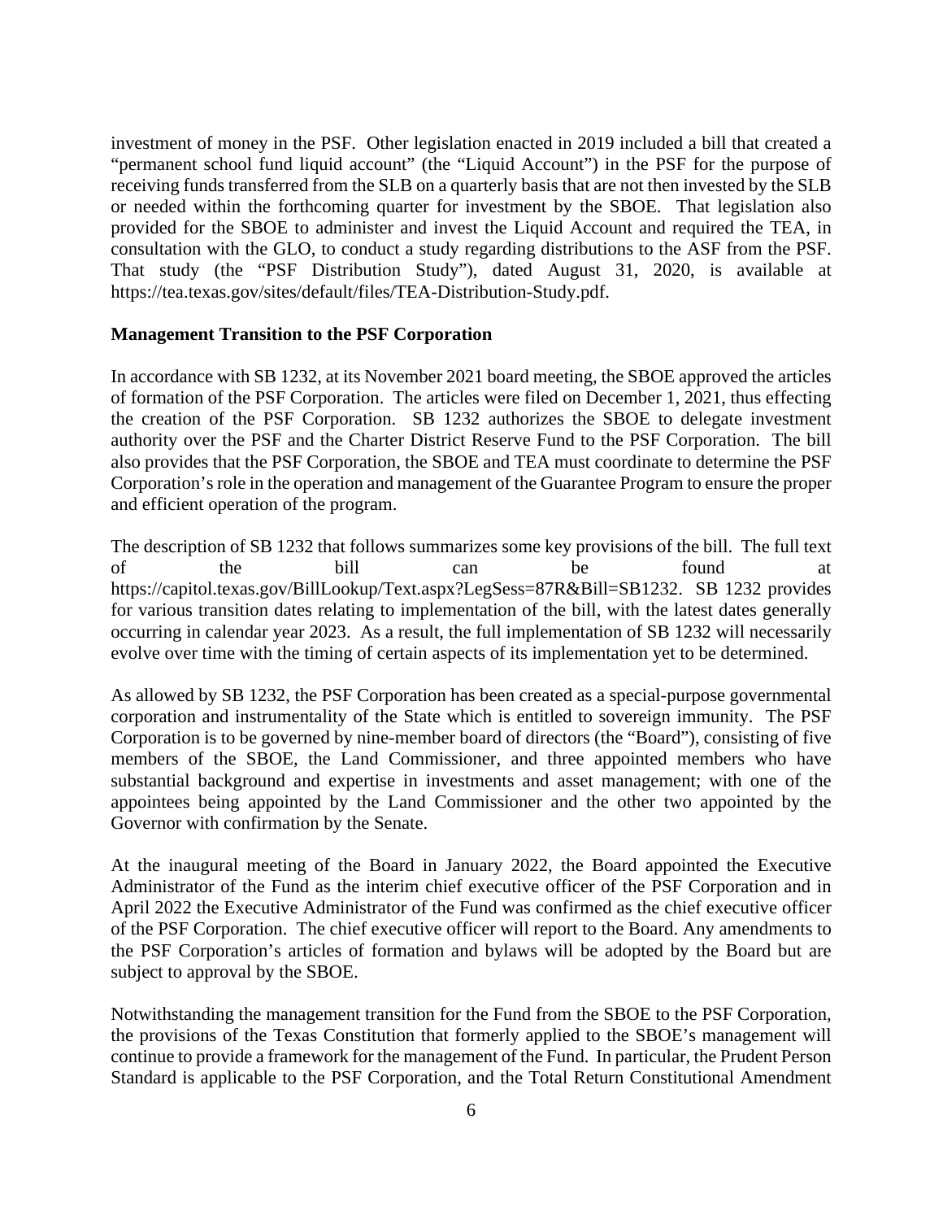investment of money in the PSF. Other legislation enacted in 2019 included a bill that created a "permanent school fund liquid account" (the "Liquid Account") in the PSF for the purpose of receiving funds transferred from the SLB on a quarterly basis that are not then invested by the SLB or needed within the forthcoming quarter for investment by the SBOE. That legislation also provided for the SBOE to administer and invest the Liquid Account and required the TEA, in consultation with the GLO, to conduct a study regarding distributions to the ASF from the PSF. That study (the "PSF Distribution Study"), dated August 31, 2020, is available at https://tea.texas.gov/sites/default/files/TEA-Distribution-Study.pdf.

**Management Transition to the PSF Corporation**

In accordance with SB 1232, at its November 2021 board meeting, the SBOE approved the articles of formation of the PSF Corporation. The articles were filed on December 1, 2021, thus effecting the creation of the PSF Corporation. SB 1232 authorizes the SBOE to delegate investment authority over the PSF and the Charter District Reserve Fund to the PSF Corporation. The bill also provides that the PSF Corporation, the SBOE and TEA must coordinate to determine the PSF Corporation's role in the operation and management of the Guarantee Program to ensure the proper and efficient operation of the program.

The description of SB 1232 that follows summarizes some key provisions of the bill. The full text of the bill can be found at https://capitol.texas.gov/BillLookup/Text.aspx?LegSess=87R&Bill=SB1232. SB 1232 provides for various transition dates relating to implementation of the bill, with the latest dates generally occurring in calendar year 2023. As a result, the full implementation of SB 1232 will necessarily evolve over time with the timing of certain aspects of its implementation yet to be determined.

As allowed by SB 1232, the PSF Corporation has been created as a special-purpose governmental corporation and instrumentality of the State which is entitled to sovereign immunity. The PSF Corporation is to be governed by nine-member board of directors (the "Board"), consisting of five members of the SBOE, the Land Commissioner, and three appointed members who have substantial background and expertise in investments and asset management; with one of the appointees being appointed by the Land Commissioner and the other two appointed by the Governor with confirmation by the Senate.

At the inaugural meeting of the Board in January 2022, the Board appointed the Executive Administrator of the Fund as the interim chief executive officer of the PSF Corporation and in April 2022 the Executive Administrator of the Fund was confirmed as the chief executive officer of the PSF Corporation. The chief executive officer will report to the Board. Any amendments to the PSF Corporation's articles of formation and bylaws will be adopted by the Board but are subject to approval by the SBOE.

Notwithstanding the management transition for the Fund from the SBOE to the PSF Corporation, the provisions of the Texas Constitution that formerly applied to the SBOE's management will continue to provide a framework for the management of the Fund. In particular, the Prudent Person Standard is applicable to the PSF Corporation, and the Total Return Constitutional Amendment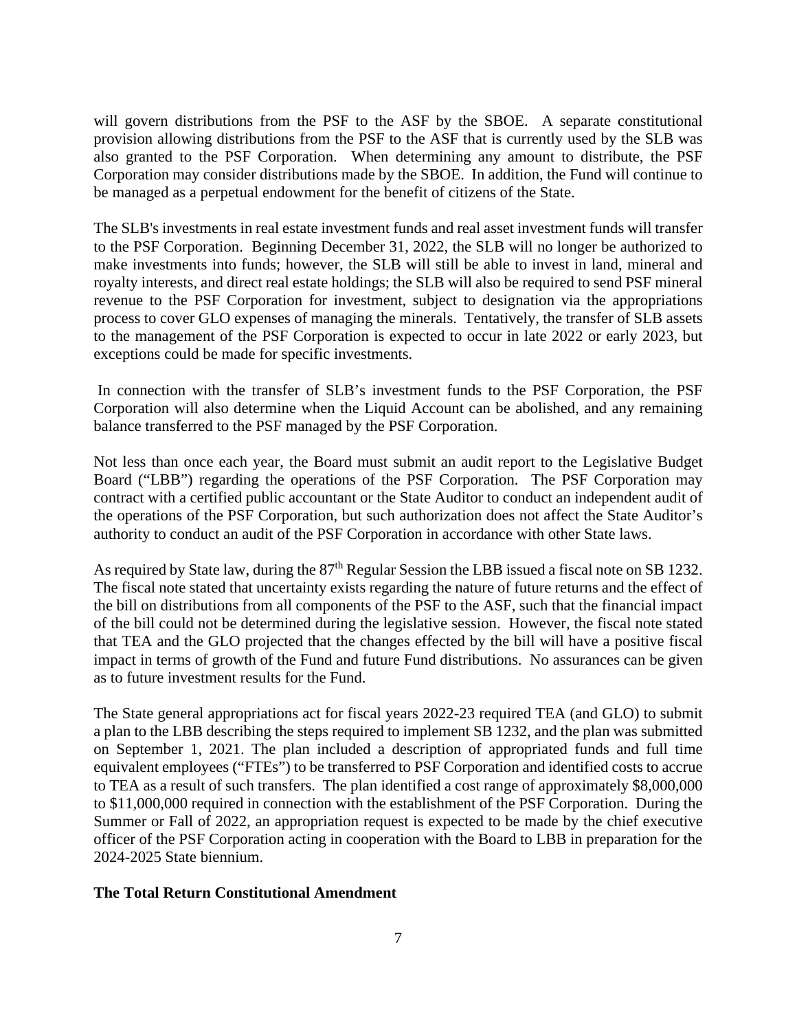will govern distributions from the PSF to the ASF by the SBOE. A separate constitutional provision allowing distributions from the PSF to the ASF that is currently used by the SLB was also granted to the PSF Corporation. When determining any amount to distribute, the PSF Corporation may consider distributions made by the SBOE. In addition, the Fund will continue to be managed as a perpetual endowment for the benefit of citizens of the State.

The SLB's investments in real estate investment funds and real asset investment funds will transfer to the PSF Corporation. Beginning December 31, 2022, the SLB will no longer be authorized to make investments into funds; however, the SLB will still be able to invest in land, mineral and royalty interests, and direct real estate holdings; the SLB will also be required to send PSF mineral revenue to the PSF Corporation for investment, subject to designation via the appropriations process to cover GLO expenses of managing the minerals. Tentatively, the transfer of SLB assets to the management of the PSF Corporation is expected to occur in late 2022 or early 2023, but exceptions could be made for specific investments.

In connection with the transfer of SLB's investment funds to the PSF Corporation, the PSF Corporation will also determine when the Liquid Account can be abolished, and any remaining balance transferred to the PSF managed by the PSF Corporation.

Not less than once each year, the Board must submit an audit report to the Legislative Budget Board ("LBB") regarding the operations of the PSF Corporation. The PSF Corporation may contract with a certified public accountant or the State Auditor to conduct an independent audit of the operations of the PSF Corporation, but such authorization does not affect the State Auditor's authority to conduct an audit of the PSF Corporation in accordance with other State laws.

As required by State law, during the 87th Regular Session the LBB issued a fiscal note on SB 1232. The fiscal note stated that uncertainty exists regarding the nature of future returns and the effect of the bill on distributions from all components of the PSF to the ASF, such that the financial impact of the bill could not be determined during the legislative session. However, the fiscal note stated that TEA and the GLO projected that the changes effected by the bill will have a positive fiscal impact in terms of growth of the Fund and future Fund distributions. No assurances can be given as to future investment results for the Fund.

The State general appropriations act for fiscal years 2022-23 required TEA (and GLO) to submit a plan to the LBB describing the steps required to implement SB 1232, and the plan was submitted on September 1, 2021. The plan included a description of appropriated funds and full time equivalent employees ("FTEs") to be transferred to PSF Corporation and identified costs to accrue to TEA as a result of such transfers. The plan identified a cost range of approximately $8,000,000 to $11,000,000 required in connection with the establishment of the PSF Corporation. During the Summer or Fall of 2022, an appropriation request is expected to be made by the chief executive officer of the PSF Corporation acting in cooperation with the Board to LBB in preparation for the 2024-2025 State biennium.

**The Total Return Constitutional Amendment**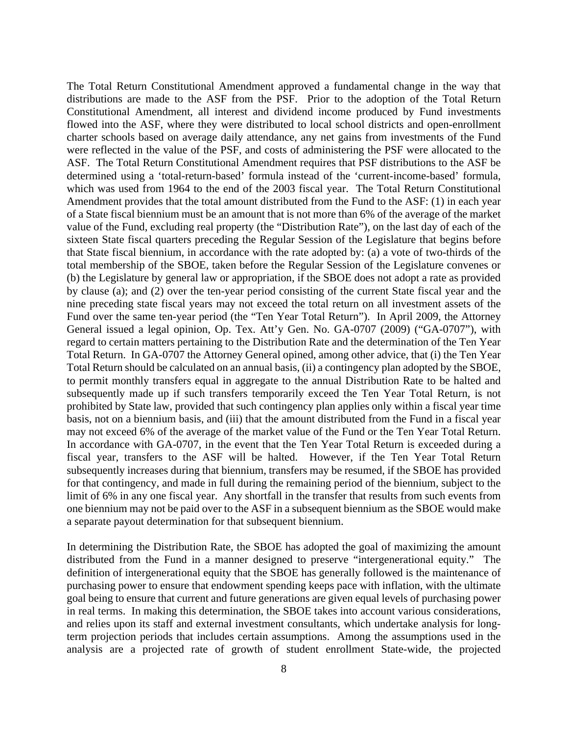The Total Return Constitutional Amendment approved a fundamental change in the way that distributions are made to the ASF from the PSF. Prior to the adoption of the Total Return Constitutional Amendment, all interest and dividend income produced by Fund investments flowed into the ASF, where they were distributed to local school districts and open-enrollment charter schools based on average daily attendance, any net gains from investments of the Fund were reflected in the value of the PSF, and costs of administering the PSF were allocated to the ASF. The Total Return Constitutional Amendment requires that PSF distributions to the ASF be determined using a 'total-return-based' formula instead of the 'current-income-based' formula, which was used from 1964 to the end of the 2003 fiscal year. The Total Return Constitutional Amendment provides that the total amount distributed from the Fund to the ASF: (1) in each year of a State fiscal biennium must be an amount that is not more than 6% of the average of the market value of the Fund, excluding real property (the "Distribution Rate"), on the last day of each of the sixteen State fiscal quarters preceding the Regular Session of the Legislature that begins before that State fiscal biennium, in accordance with the rate adopted by: (a) a vote of two-thirds of the total membership of the SBOE, taken before the Regular Session of the Legislature convenes or (b) the Legislature by general law or appropriation, if the SBOE does not adopt a rate as provided by clause (a); and (2) over the ten-year period consisting of the current State fiscal year and the nine preceding state fiscal years may not exceed the total return on all investment assets of the Fund over the same ten-year period (the "Ten Year Total Return"). In April 2009, the Attorney General issued a legal opinion, Op. Tex. Att'y Gen. No. GA-0707 (2009) ("GA-0707"), with regard to certain matters pertaining to the Distribution Rate and the determination of the Ten Year Total Return. In GA-0707 the Attorney General opined, among other advice, that (i) the Ten Year Total Return should be calculated on an annual basis, (ii) a contingency plan adopted by the SBOE, to permit monthly transfers equal in aggregate to the annual Distribution Rate to be halted and subsequently made up if such transfers temporarily exceed the Ten Year Total Return, is not prohibited by State law, provided that such contingency plan applies only within a fiscal year time basis, not on a biennium basis, and (iii) that the amount distributed from the Fund in a fiscal year may not exceed 6% of the average of the market value of the Fund or the Ten Year Total Return. In accordance with GA-0707, in the event that the Ten Year Total Return is exceeded during a fiscal year, transfers to the ASF will be halted. However, if the Ten Year Total Return subsequently increases during that biennium, transfers may be resumed, if the SBOE has provided for that contingency, and made in full during the remaining period of the biennium, subject to the limit of 6% in any one fiscal year. Any shortfall in the transfer that results from such events from one biennium may not be paid over to the ASF in a subsequent biennium as the SBOE would make a separate payout determination for that subsequent biennium.

In determining the Distribution Rate, the SBOE has adopted the goal of maximizing the amount distributed from the Fund in a manner designed to preserve "intergenerational equity." The definition of intergenerational equity that the SBOE has generally followed is the maintenance of purchasing power to ensure that endowment spending keeps pace with inflation, with the ultimate goal being to ensure that current and future generations are given equal levels of purchasing power in real terms. In making this determination, the SBOE takes into account various considerations, and relies upon its staff and external investment consultants, which undertake analysis for long-term projection periods that includes certain assumptions. Among the assumptions used in the analysis are a projected rate of growth of student enrollment State-wide, the projected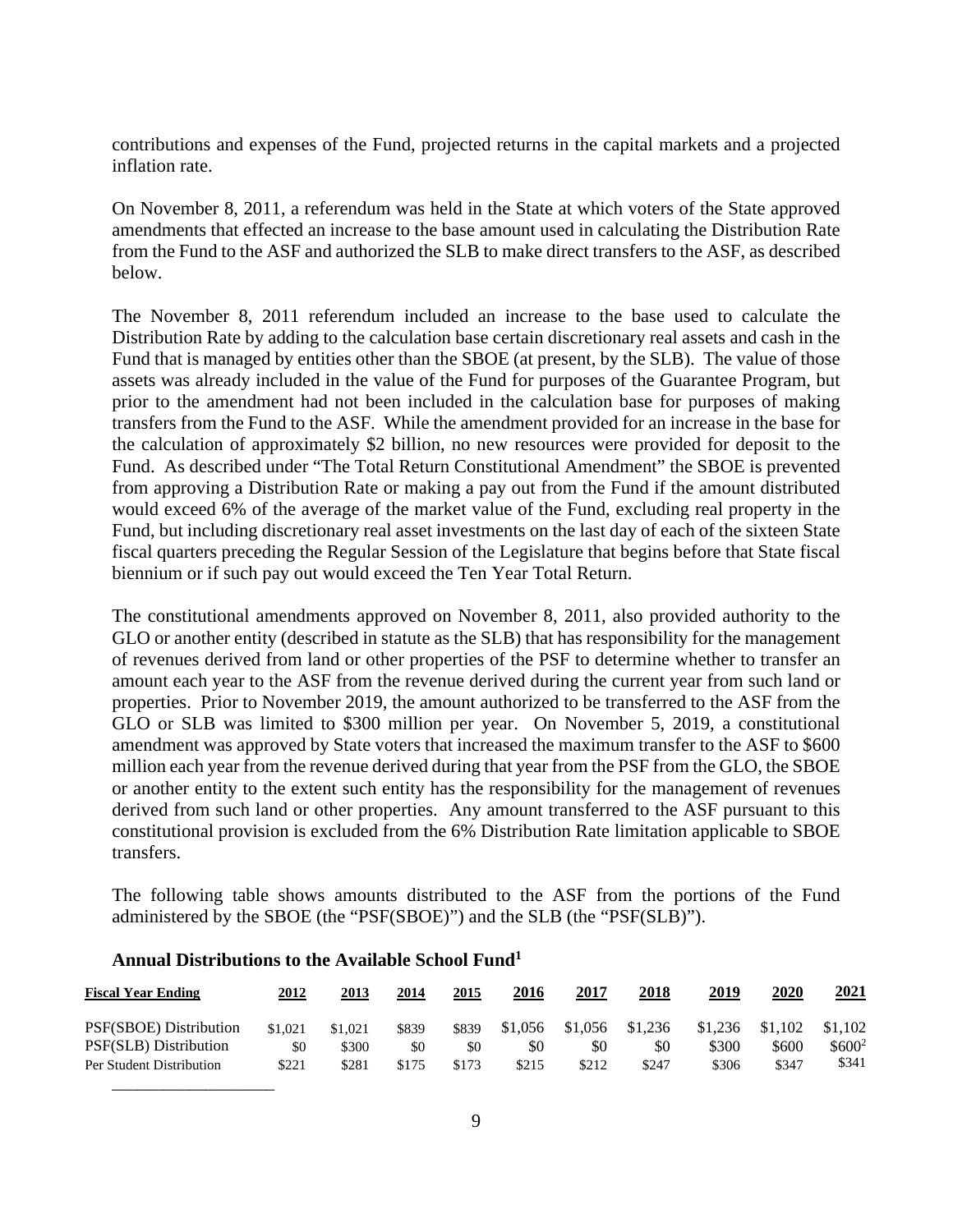contributions and expenses of the Fund, projected returns in the capital markets and a projected inflation rate.

On November 8, 2011, a referendum was held in the State at which voters of the State approved amendments that effected an increase to the base amount used in calculating the Distribution Rate from the Fund to the ASF and authorized the SLB to make direct transfers to the ASF, as described below.

The November 8, 2011 referendum included an increase to the base used to calculate the Distribution Rate by adding to the calculation base certain discretionary real assets and cash in the Fund that is managed by entities other than the SBOE (at present, by the SLB). The value of those assets was already included in the value of the Fund for purposes of the Guarantee Program, but prior to the amendment had not been included in the calculation base for purposes of making transfers from the Fund to the ASF. While the amendment provided for an increase in the base for the calculation of approximately $2 billion, no new resources were provided for deposit to the Fund. As described under "The Total Return Constitutional Amendment" the SBOE is prevented from approving a Distribution Rate or making a pay out from the Fund if the amount distributed would exceed 6% of the average of the market value of the Fund, excluding real property in the Fund, but including discretionary real asset investments on the last day of each of the sixteen State fiscal quarters preceding the Regular Session of the Legislature that begins before that State fiscal biennium or if such pay out would exceed the Ten Year Total Return.

The constitutional amendments approved on November 8, 2011, also provided authority to the GLO or another entity (described in statute as the SLB) that has responsibility for the management of revenues derived from land or other properties of the PSF to determine whether to transfer an amount each year to the ASF from the revenue derived during the current year from such land or properties. Prior to November 2019, the amount authorized to be transferred to the ASF from the GLO or SLB was limited to $300 million per year. On November 5, 2019, a constitutional amendment was approved by State voters that increased the maximum transfer to the ASF to $600 million each year from the revenue derived during that year from the PSF from the GLO, the SBOE or another entity to the extent such entity has the responsibility for the management of revenues derived from such land or other properties. Any amount transferred to the ASF pursuant to this constitutional provision is excluded from the 6% Distribution Rate limitation applicable to SBOE transfers.

The following table shows amounts distributed to the ASF from the portions of the Fund administered by the SBOE (the "PSF(SBOE)") and the SLB (the "PSF(SLB)").

**Annual Distributions to the Available School Fund[1]**

| Fiscal Year Ending | 2012 | 2013 | 2014 | 2015 | 2016 | 2017 | 2018 | 2019 | 2020 | 2021 |
|---|---|---|---|---|---|---|---|---|---|---|
| PSF(SBOE) Distribution | $1,021 | $1,021 | $839 | $839 | $1,056 | $1,056 | $1,236 | $1,236 | $1,102 | $1,102 |
| PSF(SLB) Distribution | $0 | $300 | $0 | $0 | $0 | $0 | $0 | $300 | $600 | $600[2] |
| Per Student Distribution | $221 | $281 | $175 | $173 | $215 | $212 | $247 | $306 | $347 | $341 |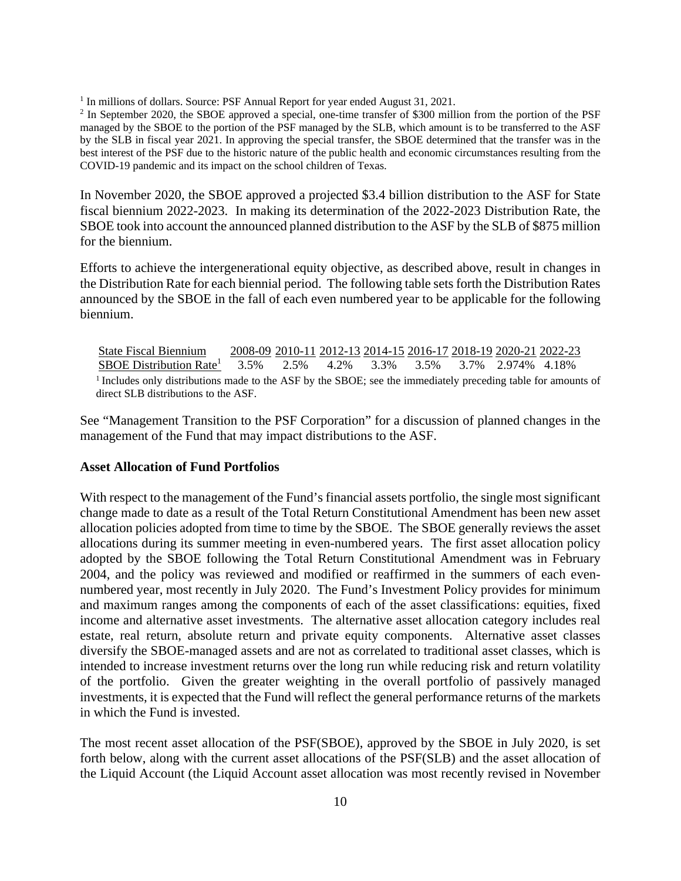[1] In millions of dollars. Source: PSF Annual Report for year ended August 31, 2021.

[2] In September 2020, the SBOE approved a special, one-time transfer of $300 million from the portion of the PSF managed by the SBOE to the portion of the PSF managed by the SLB, which amount is to be transferred to the ASF by the SLB in fiscal year 2021. In approving the special transfer, the SBOE determined that the transfer was in the best interest of the PSF due to the historic nature of the public health and economic circumstances resulting from the COVID-19 pandemic and its impact on the school children of Texas.

In November 2020, the SBOE approved a projected $3.4 billion distribution to the ASF for State fiscal biennium 2022-2023. In making its determination of the 2022-2023 Distribution Rate, the SBOE took into account the announced planned distribution to the ASF by the SLB of $875 million for the biennium.

Efforts to achieve the intergenerational equity objective, as described above, result in changes in the Distribution Rate for each biennial period. The following table sets forth the Distribution Rates announced by the SBOE in the fall of each even numbered year to be applicable for the following biennium.

| State Fiscal Biennium | 2008-09 | 2010-11 | 2012-13 | 2014-15 | 2016-17 | 2018-19 | 2020-21 | 2022-23 |
|---|---|---|---|---|---|---|---|---|
| SBOE Distribution Rate[1] | 3.5% | 2.5% | 4.2% | 3.3% | 3.5% | 3.7% | 2.974% | 4.18% |

[1] Includes only distributions made to the ASF by the SBOE; see the immediately preceding table for amounts of direct SLB distributions to the ASF.

See "Management Transition to the PSF Corporation" for a discussion of planned changes in the management of the Fund that may impact distributions to the ASF.

**Asset Allocation of Fund Portfolios**

With respect to the management of the Fund's financial assets portfolio, the single most significant change made to date as a result of the Total Return Constitutional Amendment has been new asset allocation policies adopted from time to time by the SBOE. The SBOE generally reviews the asset allocations during its summer meeting in even-numbered years. The first asset allocation policy adopted by the SBOE following the Total Return Constitutional Amendment was in February 2004, and the policy was reviewed and modified or reaffirmed in the summers of each even-numbered year, most recently in July 2020. The Fund's Investment Policy provides for minimum and maximum ranges among the components of each of the asset classifications: equities, fixed income and alternative asset investments. The alternative asset allocation category includes real estate, real return, absolute return and private equity components. Alternative asset classes diversify the SBOE-managed assets and are not as correlated to traditional asset classes, which is intended to increase investment returns over the long run while reducing risk and return volatility of the portfolio. Given the greater weighting in the overall portfolio of passively managed investments, it is expected that the Fund will reflect the general performance returns of the markets in which the Fund is invested.

The most recent asset allocation of the PSF(SBOE), approved by the SBOE in July 2020, is set forth below, along with the current asset allocations of the PSF(SLB) and the asset allocation of the Liquid Account (the Liquid Account asset allocation was most recently revised in November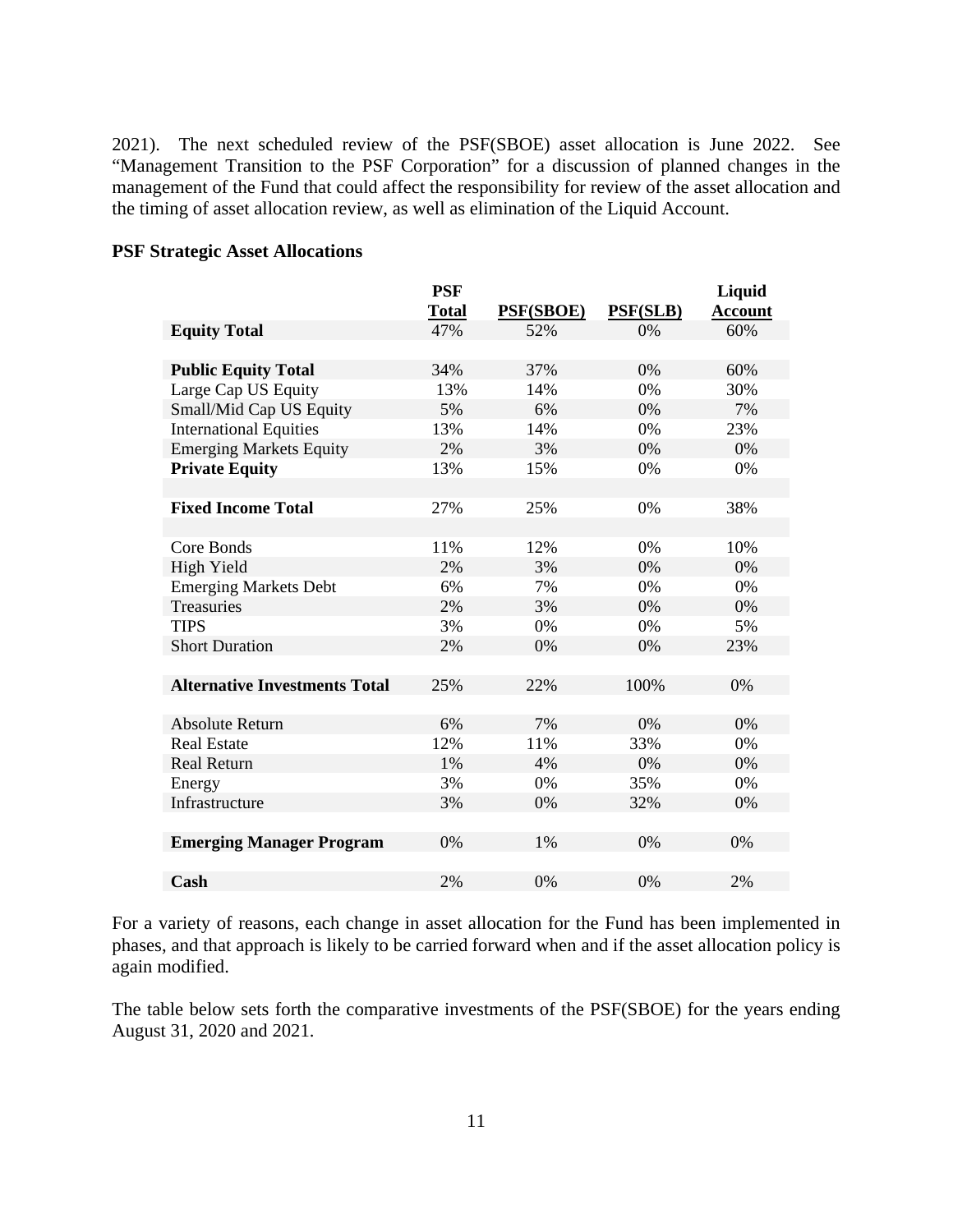2021). The next scheduled review of the PSF(SBOE) asset allocation is June 2022. See "Management Transition to the PSF Corporation" for a discussion of planned changes in the management of the Fund that could affect the responsibility for review of the asset allocation and the timing of asset allocation review, as well as elimination of the Liquid Account.

**PSF Strategic Asset Allocations**

| | PSF Total | PSF(SBOE) | PSF(SLB) | Liquid Account |
|---|---|---|---|---|
| **Equity Total** | 47% | 52% | 0% | 60% |
| | | | | |
| **Public Equity Total** | 34% | 37% | 0% | 60% |
| Large Cap US Equity | 13% | 14% | 0% | 30% |
| Small/Mid Cap US Equity | 5% | 6% | 0% | 7% |
| International Equities | 13% | 14% | 0% | 23% |
| Emerging Markets Equity | 2% | 3% | 0% | 0% |
| **Private Equity** | 13% | 15% | 0% | 0% |
| | | | | |
| **Fixed Income Total** | 27% | 25% | 0% | 38% |
| | | | | |
| Core Bonds | 11% | 12% | 0% | 10% |
| High Yield | 2% | 3% | 0% | 0% |
| Emerging Markets Debt | 6% | 7% | 0% | 0% |
| Treasuries | 2% | 3% | 0% | 0% |
| TIPS | 3% | 0% | 0% | 5% |
| Short Duration | 2% | 0% | 0% | 23% |
| | | | | |
| **Alternative Investments Total** | 25% | 22% | 100% | 0% |
| | | | | |
| Absolute Return | 6% | 7% | 0% | 0% |
| Real Estate | 12% | 11% | 33% | 0% |
| Real Return | 1% | 4% | 0% | 0% |
| Energy | 3% | 0% | 35% | 0% |
| Infrastructure | 3% | 0% | 32% | 0% |
| | | | | |
| **Emerging Manager Program** | 0% | 1% | 0% | 0% |
| | | | | |
| **Cash** | 2% | 0% | 0% | 2% |

For a variety of reasons, each change in asset allocation for the Fund has been implemented in phases, and that approach is likely to be carried forward when and if the asset allocation policy is again modified.

The table below sets forth the comparative investments of the PSF(SBOE) for the years ending August 31, 2020 and 2021.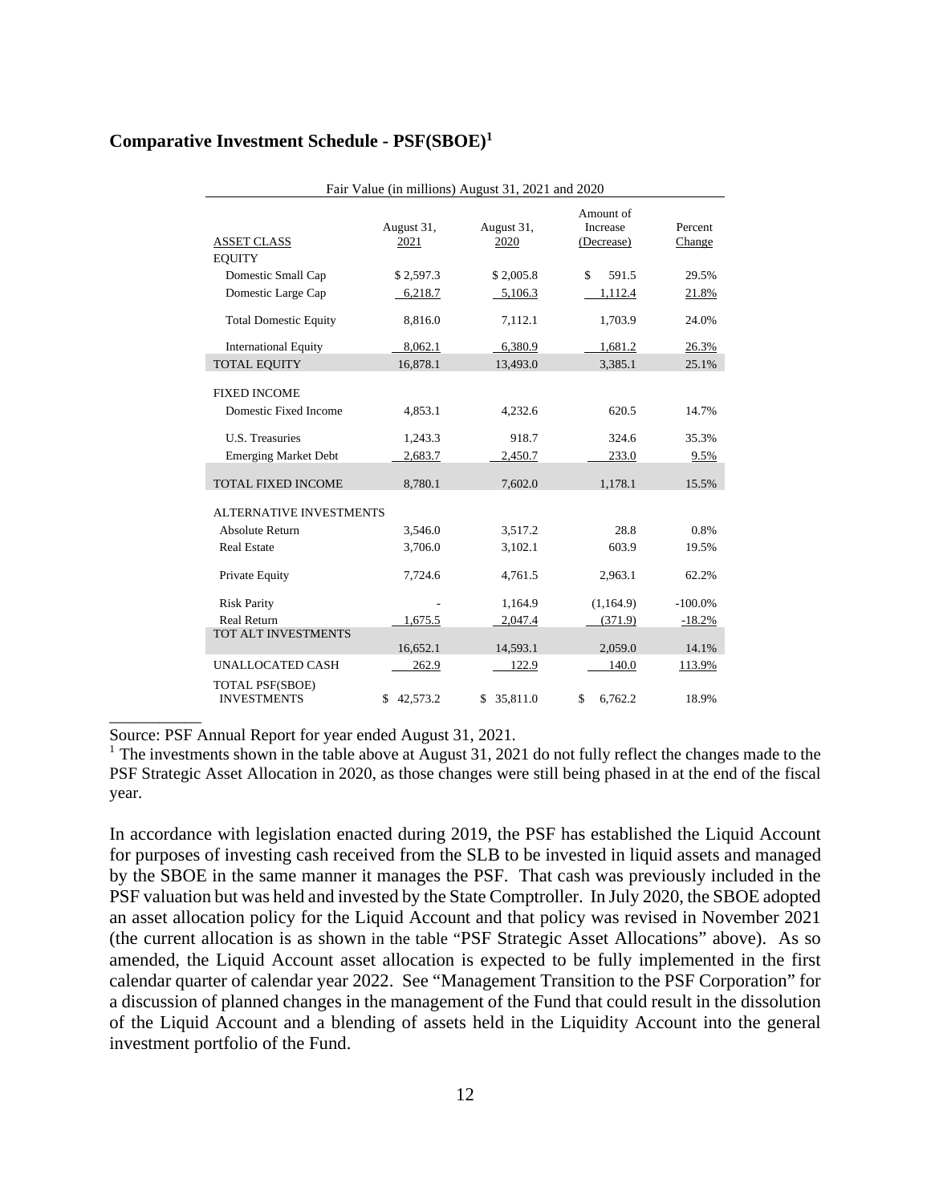## Comparative Investment Schedule - PSF(SBOE)[1]

| Fair Value (in millions) August 31, 2021 and 2020 | | | | |
|---|---|---|---|---|
| ASSET CLASS | August 31, 2021 | August 31, 2020 | Amount of Increase (Decrease) | Percent Change |
| EQUITY | | | | |
| Domestic Small Cap | $ 2,597.3 | $ 2,005.8 | $ 591.5 | 29.5% |
| Domestic Large Cap | 6,218.7 | 5,106.3 | 1,112.4 | 21.8% |
| Total Domestic Equity | 8,816.0 | 7,112.1 | 1,703.9 | 24.0% |
| International Equity | 8,062.1 | 6,380.9 | 1,681.2 | 26.3% |
| TOTAL EQUITY | 16,878.1 | 13,493.0 | 3,385.1 | 25.1% |
| FIXED INCOME | | | | |
| Domestic Fixed Income | 4,853.1 | 4,232.6 | 620.5 | 14.7% |
| U.S. Treasuries | 1,243.3 | 918.7 | 324.6 | 35.3% |
| Emerging Market Debt | 2,683.7 | 2,450.7 | 233.0 | 9.5% |
| TOTAL FIXED INCOME | 8,780.1 | 7,602.0 | 1,178.1 | 15.5% |
| ALTERNATIVE INVESTMENTS | | | | |
| Absolute Return | 3,546.0 | 3,517.2 | 28.8 | 0.8% |
| Real Estate | 3,706.0 | 3,102.1 | 603.9 | 19.5% |
| Private Equity | 7,724.6 | 4,761.5 | 2,963.1 | 62.2% |
| Risk Parity | - | 1,164.9 | (1,164.9) | -100.0% |
| Real Return | 1,675.5 | 2,047.4 | (371.9) | -18.2% |
| TOT ALT INVESTMENTS | 16,652.1 | 14,593.1 | 2,059.0 | 14.1% |
| UNALLOCATED CASH | 262.9 | 122.9 | 140.0 | 113.9% |
| TOTAL PSF(SBOE) INVESTMENTS | $ 42,573.2 | $ 35,811.0 | $ 6,762.2 | 18.9% |

Source: PSF Annual Report for year ended August 31, 2021.

[1] The investments shown in the table above at August 31, 2021 do not fully reflect the changes made to the PSF Strategic Asset Allocation in 2020, as those changes were still being phased in at the end of the fiscal year.

In accordance with legislation enacted during 2019, the PSF has established the Liquid Account for purposes of investing cash received from the SLB to be invested in liquid assets and managed by the SBOE in the same manner it manages the PSF. That cash was previously included in the PSF valuation but was held and invested by the State Comptroller. In July 2020, the SBOE adopted an asset allocation policy for the Liquid Account and that policy was revised in November 2021 (the current allocation is as shown in the table "PSF Strategic Asset Allocations" above). As so amended, the Liquid Account asset allocation is expected to be fully implemented in the first calendar quarter of calendar year 2022. See "Management Transition to the PSF Corporation" for a discussion of planned changes in the management of the Fund that could result in the dissolution of the Liquid Account and a blending of assets held in the Liquidity Account into the general investment portfolio of the Fund.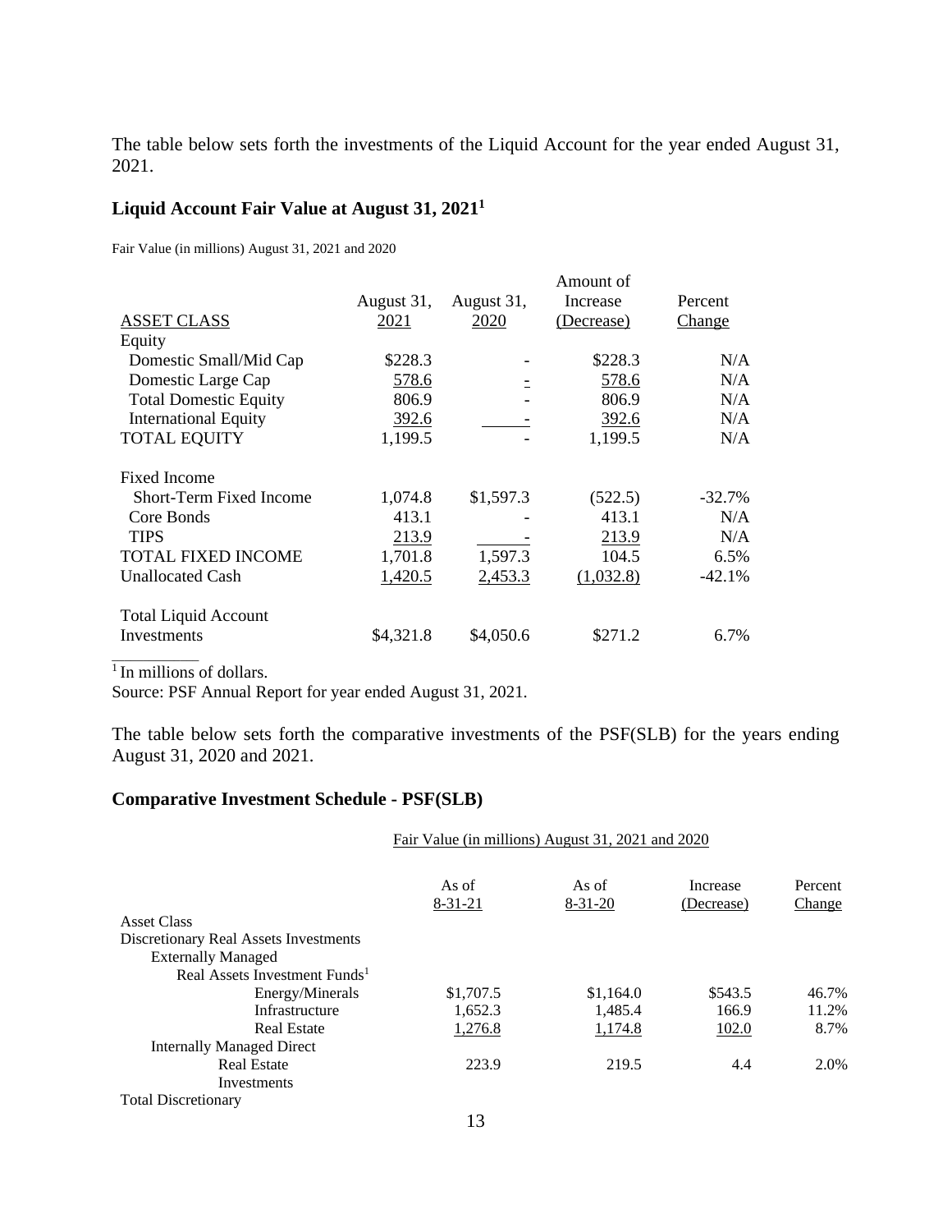The table below sets forth the investments of the Liquid Account for the year ended August 31, 2021.

### Liquid Account Fair Value at August 31, 2021[1]

Fair Value (in millions) August 31, 2021 and 2020

| ASSET CLASS | August 31, 2021 | August 31, 2020 | Amount of Increase (Decrease) | Percent Change |
|---|---|---|---|---|
| Equity | | | | |
| Domestic Small/Mid Cap | $228.3 | - | $228.3 | N/A |
| Domestic Large Cap | 578.6 | - | 578.6 | N/A |
| Total Domestic Equity | 806.9 | - | 806.9 | N/A |
| International Equity | 392.6 | - | 392.6 | N/A |
| TOTAL EQUITY | 1,199.5 | - | 1,199.5 | N/A |
| Fixed Income | | | | |
| Short-Term Fixed Income | 1,074.8 | $1,597.3 | (522.5) | -32.7% |
| Core Bonds | 413.1 | - | 413.1 | N/A |
| TIPS | 213.9 | - | 213.9 | N/A |
| TOTAL FIXED INCOME | 1,701.8 | 1,597.3 | 104.5 | 6.5% |
| Unallocated Cash | 1,420.5 | 2,453.3 | (1,032.8) | -42.1% |
| Total Liquid Account Investments | $4,321.8 | $4,050.6 | $271.2 | 6.7% |

[1] In millions of dollars.

Source: PSF Annual Report for year ended August 31, 2021.

The table below sets forth the comparative investments of the PSF(SLB) for the years ending August 31, 2020 and 2021.

### Comparative Investment Schedule - PSF(SLB)

| | Fair Value (in millions) August 31, 2021 and 2020 | | | |
|---|---|---|---|---|
| | As of 8-31-21 | As of 8-31-20 | Increase (Decrease) | Percent Change |
| Asset Class | | | | |
| Discretionary Real Assets Investments | | | | |
| Externally Managed | | | | |
| Real Assets Investment Funds[1] | | | | |
| Energy/Minerals | $1,707.5 | $1,164.0 | $543.5 | 46.7% |
| Infrastructure | 1,652.3 | 1,485.4 | 166.9 | 11.2% |
| Real Estate | 1,276.8 | 1,174.8 | 102.0 | 8.7% |
| Internally Managed Direct | | | | |
| Real Estate Investments | 223.9 | 219.5 | 4.4 | 2.0% |
| Total Discretionary | | | | |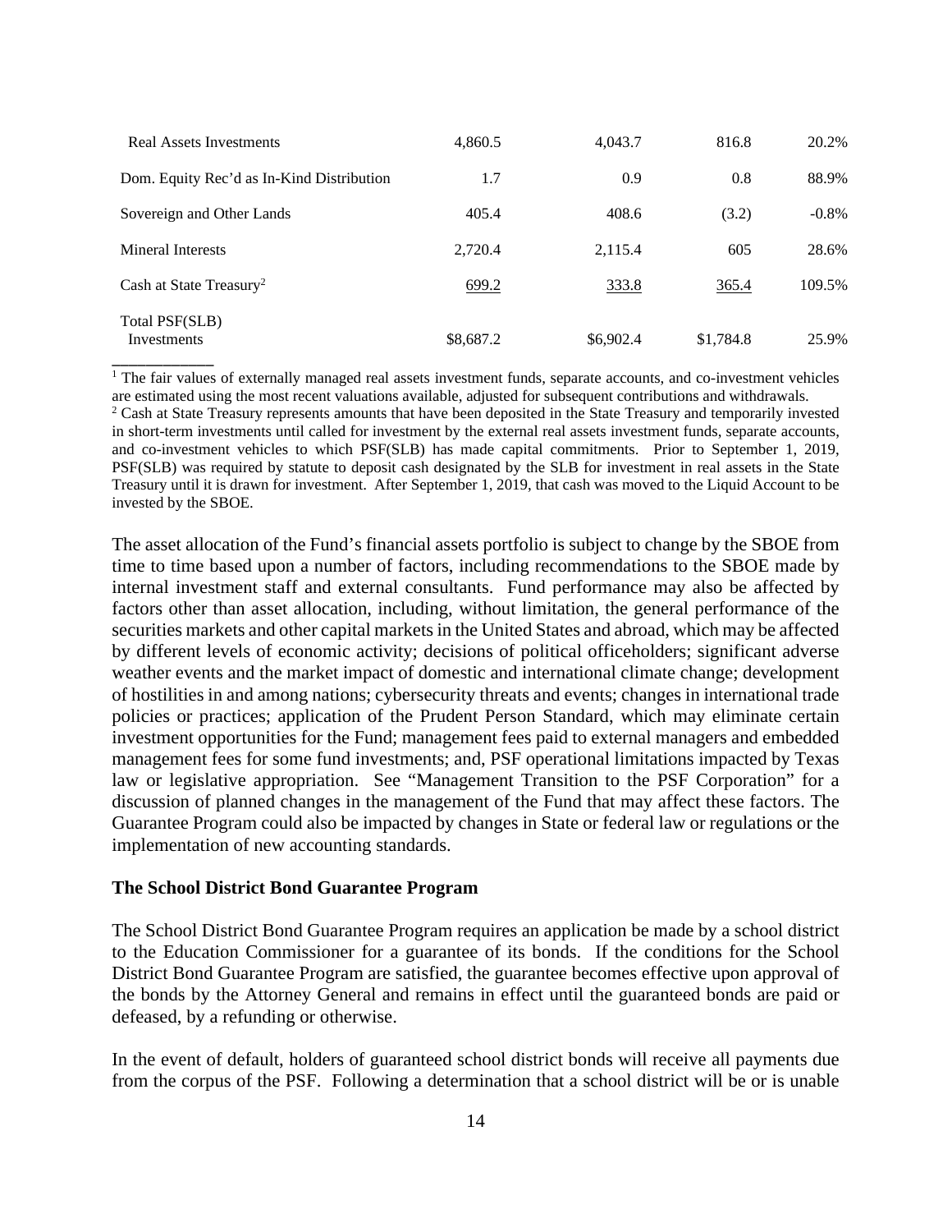| | | | | |
|---|---|---|---|---|
| Real Assets Investments | 4,860.5 | 4,043.7 | 816.8 | 20.2% |
| Dom. Equity Rec'd as In-Kind Distribution | 1.7 | 0.9 | 0.8 | 88.9% |
| Sovereign and Other Lands | 405.4 | 408.6 | (3.2) | -0.8% |
| Mineral Interests | 2,720.4 | 2,115.4 | 605 | 28.6% |
| Cash at State Treasury[2] | 699.2 | 333.8 | 365.4 | 109.5% |
| Total PSF(SLB) Investments | $8,687.2 | $6,902.4 | $1,784.8 | 25.9% |

[1] The fair values of externally managed real assets investment funds, separate accounts, and co-investment vehicles are estimated using the most recent valuations available, adjusted for subsequent contributions and withdrawals.
[2] Cash at State Treasury represents amounts that have been deposited in the State Treasury and temporarily invested in short-term investments until called for investment by the external real assets investment funds, separate accounts, and co-investment vehicles to which PSF(SLB) has made capital commitments. Prior to September 1, 2019, PSF(SLB) was required by statute to deposit cash designated by the SLB for investment in real assets in the State Treasury until it is drawn for investment. After September 1, 2019, that cash was moved to the Liquid Account to be invested by the SBOE.

The asset allocation of the Fund's financial assets portfolio is subject to change by the SBOE from time to time based upon a number of factors, including recommendations to the SBOE made by internal investment staff and external consultants. Fund performance may also be affected by factors other than asset allocation, including, without limitation, the general performance of the securities markets and other capital markets in the United States and abroad, which may be affected by different levels of economic activity; decisions of political officeholders; significant adverse weather events and the market impact of domestic and international climate change; development of hostilities in and among nations; cybersecurity threats and events; changes in international trade policies or practices; application of the Prudent Person Standard, which may eliminate certain investment opportunities for the Fund; management fees paid to external managers and embedded management fees for some fund investments; and, PSF operational limitations impacted by Texas law or legislative appropriation. See "Management Transition to the PSF Corporation" for a discussion of planned changes in the management of the Fund that may affect these factors. The Guarantee Program could also be impacted by changes in State or federal law or regulations or the implementation of new accounting standards.

**The School District Bond Guarantee Program**

The School District Bond Guarantee Program requires an application be made by a school district to the Education Commissioner for a guarantee of its bonds. If the conditions for the School District Bond Guarantee Program are satisfied, the guarantee becomes effective upon approval of the bonds by the Attorney General and remains in effect until the guaranteed bonds are paid or defeased, by a refunding or otherwise.

In the event of default, holders of guaranteed school district bonds will receive all payments due from the corpus of the PSF. Following a determination that a school district will be or is unable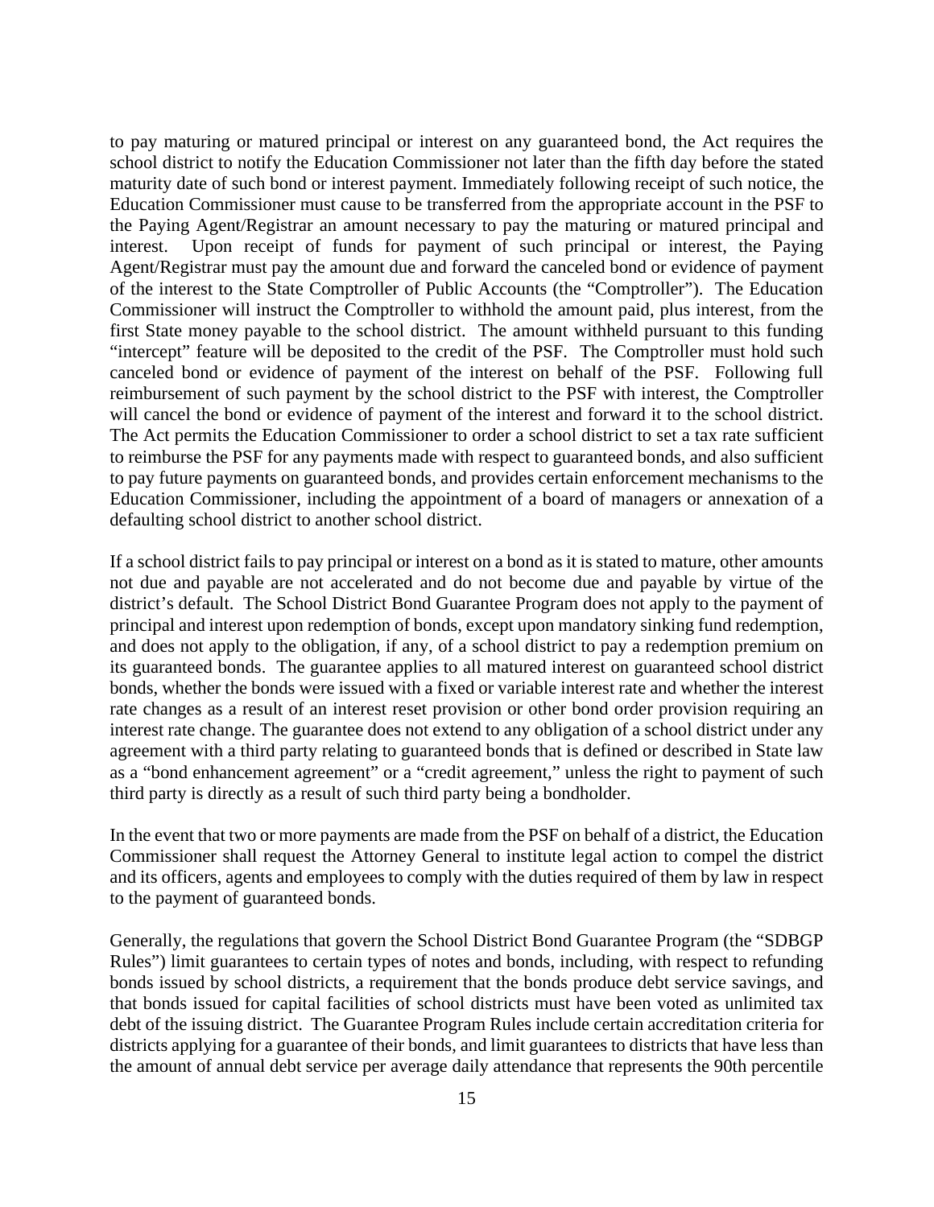to pay maturing or matured principal or interest on any guaranteed bond, the Act requires the school district to notify the Education Commissioner not later than the fifth day before the stated maturity date of such bond or interest payment. Immediately following receipt of such notice, the Education Commissioner must cause to be transferred from the appropriate account in the PSF to the Paying Agent/Registrar an amount necessary to pay the maturing or matured principal and interest. Upon receipt of funds for payment of such principal or interest, the Paying Agent/Registrar must pay the amount due and forward the canceled bond or evidence of payment of the interest to the State Comptroller of Public Accounts (the "Comptroller"). The Education Commissioner will instruct the Comptroller to withhold the amount paid, plus interest, from the first State money payable to the school district. The amount withheld pursuant to this funding "intercept" feature will be deposited to the credit of the PSF. The Comptroller must hold such canceled bond or evidence of payment of the interest on behalf of the PSF. Following full reimbursement of such payment by the school district to the PSF with interest, the Comptroller will cancel the bond or evidence of payment of the interest and forward it to the school district. The Act permits the Education Commissioner to order a school district to set a tax rate sufficient to reimburse the PSF for any payments made with respect to guaranteed bonds, and also sufficient to pay future payments on guaranteed bonds, and provides certain enforcement mechanisms to the Education Commissioner, including the appointment of a board of managers or annexation of a defaulting school district to another school district.

If a school district fails to pay principal or interest on a bond as it is stated to mature, other amounts not due and payable are not accelerated and do not become due and payable by virtue of the district's default. The School District Bond Guarantee Program does not apply to the payment of principal and interest upon redemption of bonds, except upon mandatory sinking fund redemption, and does not apply to the obligation, if any, of a school district to pay a redemption premium on its guaranteed bonds. The guarantee applies to all matured interest on guaranteed school district bonds, whether the bonds were issued with a fixed or variable interest rate and whether the interest rate changes as a result of an interest reset provision or other bond order provision requiring an interest rate change. The guarantee does not extend to any obligation of a school district under any agreement with a third party relating to guaranteed bonds that is defined or described in State law as a "bond enhancement agreement" or a "credit agreement," unless the right to payment of such third party is directly as a result of such third party being a bondholder.

In the event that two or more payments are made from the PSF on behalf of a district, the Education Commissioner shall request the Attorney General to institute legal action to compel the district and its officers, agents and employees to comply with the duties required of them by law in respect to the payment of guaranteed bonds.

Generally, the regulations that govern the School District Bond Guarantee Program (the "SDBGP Rules") limit guarantees to certain types of notes and bonds, including, with respect to refunding bonds issued by school districts, a requirement that the bonds produce debt service savings, and that bonds issued for capital facilities of school districts must have been voted as unlimited tax debt of the issuing district. The Guarantee Program Rules include certain accreditation criteria for districts applying for a guarantee of their bonds, and limit guarantees to districts that have less than the amount of annual debt service per average daily attendance that represents the 90th percentile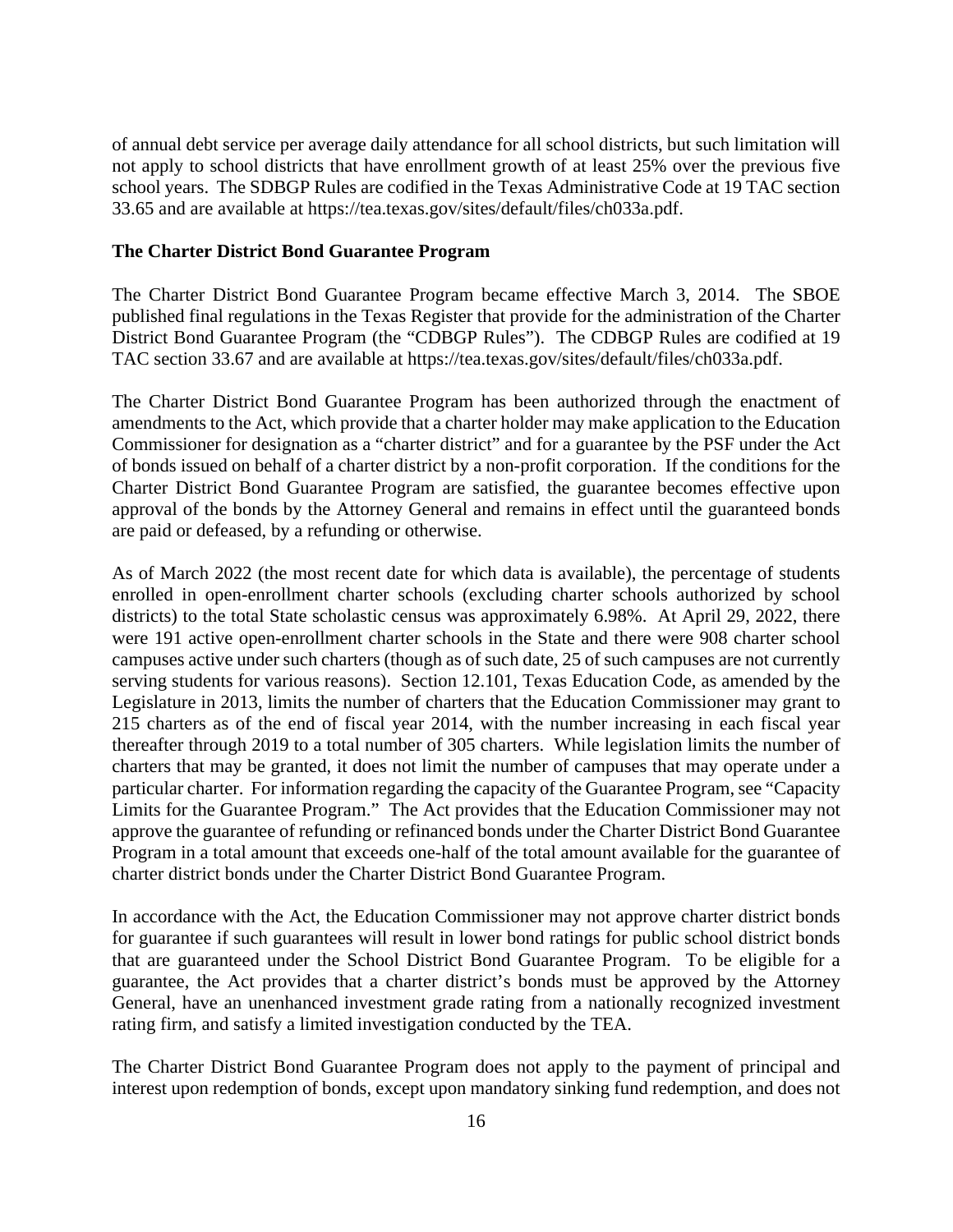of annual debt service per average daily attendance for all school districts, but such limitation will not apply to school districts that have enrollment growth of at least 25% over the previous five school years. The SDBGP Rules are codified in the Texas Administrative Code at 19 TAC section 33.65 and are available at https://tea.texas.gov/sites/default/files/ch033a.pdf.

**The Charter District Bond Guarantee Program**

The Charter District Bond Guarantee Program became effective March 3, 2014. The SBOE published final regulations in the Texas Register that provide for the administration of the Charter District Bond Guarantee Program (the "CDBGP Rules"). The CDBGP Rules are codified at 19 TAC section 33.67 and are available at https://tea.texas.gov/sites/default/files/ch033a.pdf.

The Charter District Bond Guarantee Program has been authorized through the enactment of amendments to the Act, which provide that a charter holder may make application to the Education Commissioner for designation as a "charter district" and for a guarantee by the PSF under the Act of bonds issued on behalf of a charter district by a non-profit corporation. If the conditions for the Charter District Bond Guarantee Program are satisfied, the guarantee becomes effective upon approval of the bonds by the Attorney General and remains in effect until the guaranteed bonds are paid or defeased, by a refunding or otherwise.

As of March 2022 (the most recent date for which data is available), the percentage of students enrolled in open-enrollment charter schools (excluding charter schools authorized by school districts) to the total State scholastic census was approximately 6.98%. At April 29, 2022, there were 191 active open-enrollment charter schools in the State and there were 908 charter school campuses active under such charters (though as of such date, 25 of such campuses are not currently serving students for various reasons). Section 12.101, Texas Education Code, as amended by the Legislature in 2013, limits the number of charters that the Education Commissioner may grant to 215 charters as of the end of fiscal year 2014, with the number increasing in each fiscal year thereafter through 2019 to a total number of 305 charters. While legislation limits the number of charters that may be granted, it does not limit the number of campuses that may operate under a particular charter. For information regarding the capacity of the Guarantee Program, see "Capacity Limits for the Guarantee Program." The Act provides that the Education Commissioner may not approve the guarantee of refunding or refinanced bonds under the Charter District Bond Guarantee Program in a total amount that exceeds one-half of the total amount available for the guarantee of charter district bonds under the Charter District Bond Guarantee Program.

In accordance with the Act, the Education Commissioner may not approve charter district bonds for guarantee if such guarantees will result in lower bond ratings for public school district bonds that are guaranteed under the School District Bond Guarantee Program. To be eligible for a guarantee, the Act provides that a charter district's bonds must be approved by the Attorney General, have an unenhanced investment grade rating from a nationally recognized investment rating firm, and satisfy a limited investigation conducted by the TEA.

The Charter District Bond Guarantee Program does not apply to the payment of principal and interest upon redemption of bonds, except upon mandatory sinking fund redemption, and does not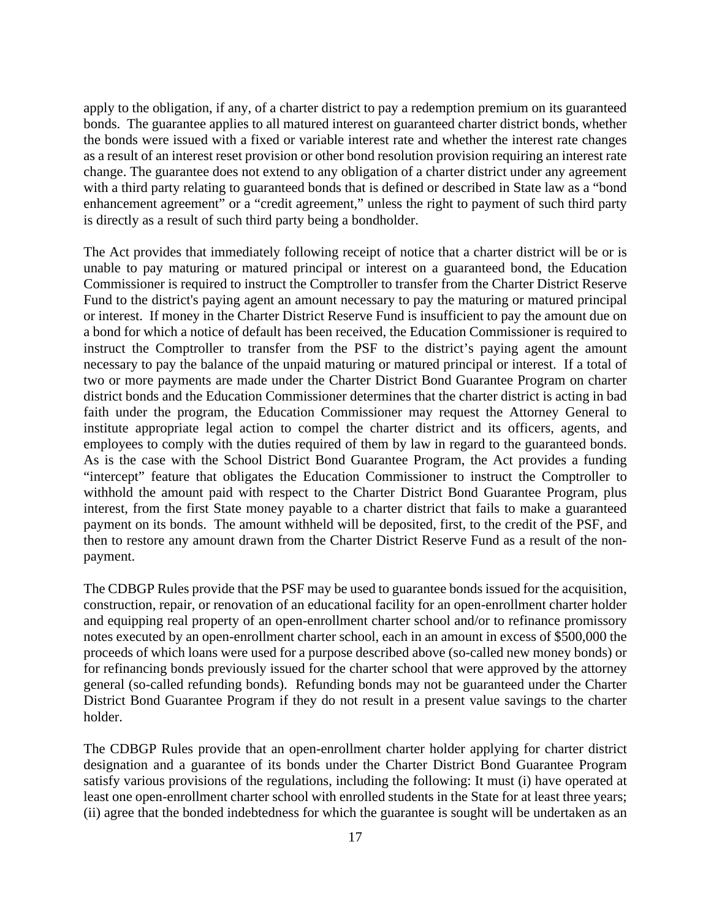apply to the obligation, if any, of a charter district to pay a redemption premium on its guaranteed bonds. The guarantee applies to all matured interest on guaranteed charter district bonds, whether the bonds were issued with a fixed or variable interest rate and whether the interest rate changes as a result of an interest reset provision or other bond resolution provision requiring an interest rate change. The guarantee does not extend to any obligation of a charter district under any agreement with a third party relating to guaranteed bonds that is defined or described in State law as a "bond enhancement agreement" or a "credit agreement," unless the right to payment of such third party is directly as a result of such third party being a bondholder.

The Act provides that immediately following receipt of notice that a charter district will be or is unable to pay maturing or matured principal or interest on a guaranteed bond, the Education Commissioner is required to instruct the Comptroller to transfer from the Charter District Reserve Fund to the district's paying agent an amount necessary to pay the maturing or matured principal or interest. If money in the Charter District Reserve Fund is insufficient to pay the amount due on a bond for which a notice of default has been received, the Education Commissioner is required to instruct the Comptroller to transfer from the PSF to the district's paying agent the amount necessary to pay the balance of the unpaid maturing or matured principal or interest. If a total of two or more payments are made under the Charter District Bond Guarantee Program on charter district bonds and the Education Commissioner determines that the charter district is acting in bad faith under the program, the Education Commissioner may request the Attorney General to institute appropriate legal action to compel the charter district and its officers, agents, and employees to comply with the duties required of them by law in regard to the guaranteed bonds. As is the case with the School District Bond Guarantee Program, the Act provides a funding "intercept" feature that obligates the Education Commissioner to instruct the Comptroller to withhold the amount paid with respect to the Charter District Bond Guarantee Program, plus interest, from the first State money payable to a charter district that fails to make a guaranteed payment on its bonds. The amount withheld will be deposited, first, to the credit of the PSF, and then to restore any amount drawn from the Charter District Reserve Fund as a result of the non-payment.

The CDBGP Rules provide that the PSF may be used to guarantee bonds issued for the acquisition, construction, repair, or renovation of an educational facility for an open-enrollment charter holder and equipping real property of an open-enrollment charter school and/or to refinance promissory notes executed by an open-enrollment charter school, each in an amount in excess of $500,000 the proceeds of which loans were used for a purpose described above (so-called new money bonds) or for refinancing bonds previously issued for the charter school that were approved by the attorney general (so-called refunding bonds). Refunding bonds may not be guaranteed under the Charter District Bond Guarantee Program if they do not result in a present value savings to the charter holder.

The CDBGP Rules provide that an open-enrollment charter holder applying for charter district designation and a guarantee of its bonds under the Charter District Bond Guarantee Program satisfy various provisions of the regulations, including the following: It must (i) have operated at least one open-enrollment charter school with enrolled students in the State for at least three years; (ii) agree that the bonded indebtedness for which the guarantee is sought will be undertaken as an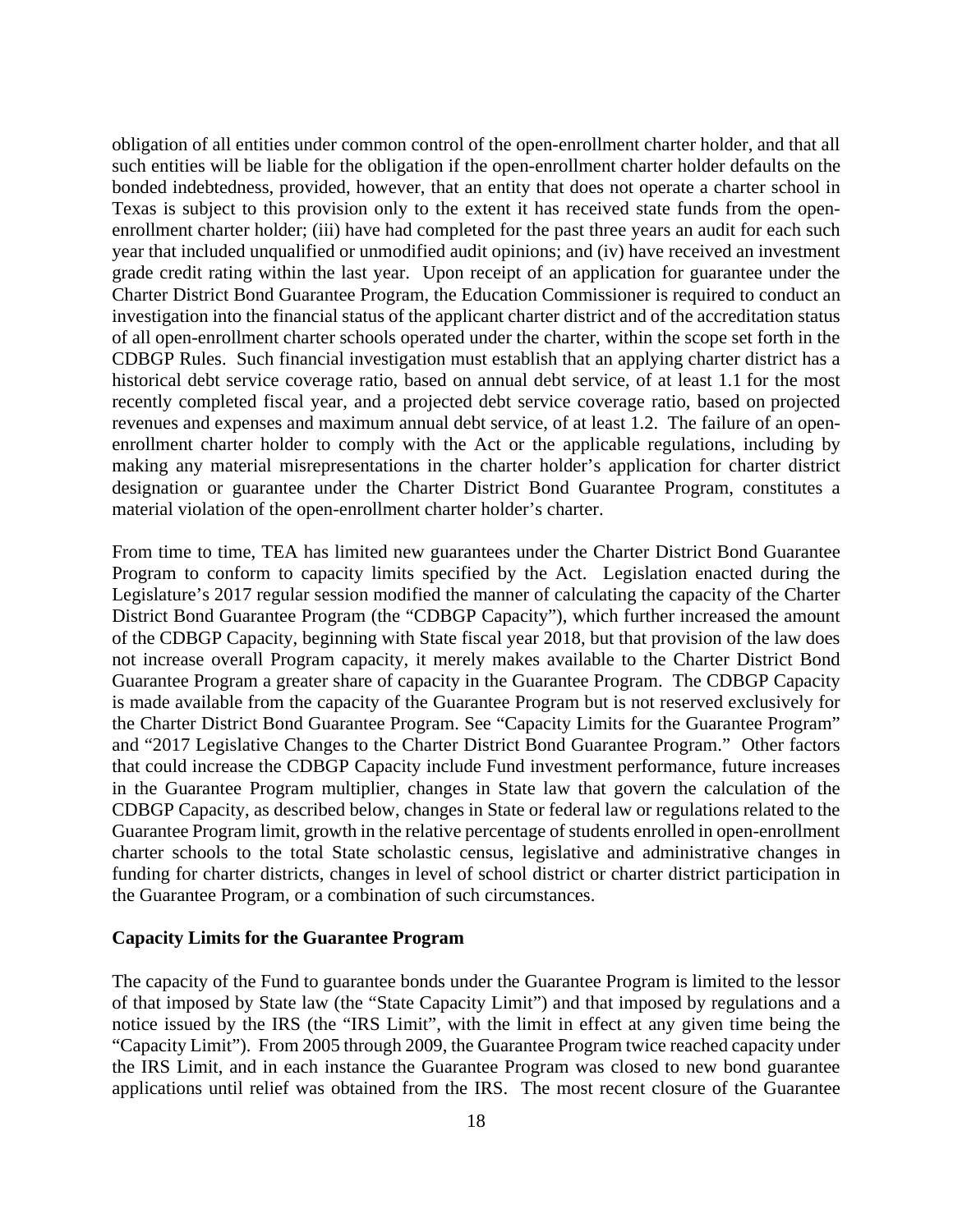obligation of all entities under common control of the open-enrollment charter holder, and that all such entities will be liable for the obligation if the open-enrollment charter holder defaults on the bonded indebtedness, provided, however, that an entity that does not operate a charter school in Texas is subject to this provision only to the extent it has received state funds from the open-enrollment charter holder; (iii) have had completed for the past three years an audit for each such year that included unqualified or unmodified audit opinions; and (iv) have received an investment grade credit rating within the last year. Upon receipt of an application for guarantee under the Charter District Bond Guarantee Program, the Education Commissioner is required to conduct an investigation into the financial status of the applicant charter district and of the accreditation status of all open-enrollment charter schools operated under the charter, within the scope set forth in the CDBGP Rules. Such financial investigation must establish that an applying charter district has a historical debt service coverage ratio, based on annual debt service, of at least 1.1 for the most recently completed fiscal year, and a projected debt service coverage ratio, based on projected revenues and expenses and maximum annual debt service, of at least 1.2. The failure of an open-enrollment charter holder to comply with the Act or the applicable regulations, including by making any material misrepresentations in the charter holder's application for charter district designation or guarantee under the Charter District Bond Guarantee Program, constitutes a material violation of the open-enrollment charter holder's charter.

From time to time, TEA has limited new guarantees under the Charter District Bond Guarantee Program to conform to capacity limits specified by the Act. Legislation enacted during the Legislature's 2017 regular session modified the manner of calculating the capacity of the Charter District Bond Guarantee Program (the "CDBGP Capacity"), which further increased the amount of the CDBGP Capacity, beginning with State fiscal year 2018, but that provision of the law does not increase overall Program capacity, it merely makes available to the Charter District Bond Guarantee Program a greater share of capacity in the Guarantee Program. The CDBGP Capacity is made available from the capacity of the Guarantee Program but is not reserved exclusively for the Charter District Bond Guarantee Program. See "Capacity Limits for the Guarantee Program" and "2017 Legislative Changes to the Charter District Bond Guarantee Program." Other factors that could increase the CDBGP Capacity include Fund investment performance, future increases in the Guarantee Program multiplier, changes in State law that govern the calculation of the CDBGP Capacity, as described below, changes in State or federal law or regulations related to the Guarantee Program limit, growth in the relative percentage of students enrolled in open-enrollment charter schools to the total State scholastic census, legislative and administrative changes in funding for charter districts, changes in level of school district or charter district participation in the Guarantee Program, or a combination of such circumstances.

**Capacity Limits for the Guarantee Program**

The capacity of the Fund to guarantee bonds under the Guarantee Program is limited to the lessor of that imposed by State law (the "State Capacity Limit") and that imposed by regulations and a notice issued by the IRS (the "IRS Limit", with the limit in effect at any given time being the "Capacity Limit"). From 2005 through 2009, the Guarantee Program twice reached capacity under the IRS Limit, and in each instance the Guarantee Program was closed to new bond guarantee applications until relief was obtained from the IRS. The most recent closure of the Guarantee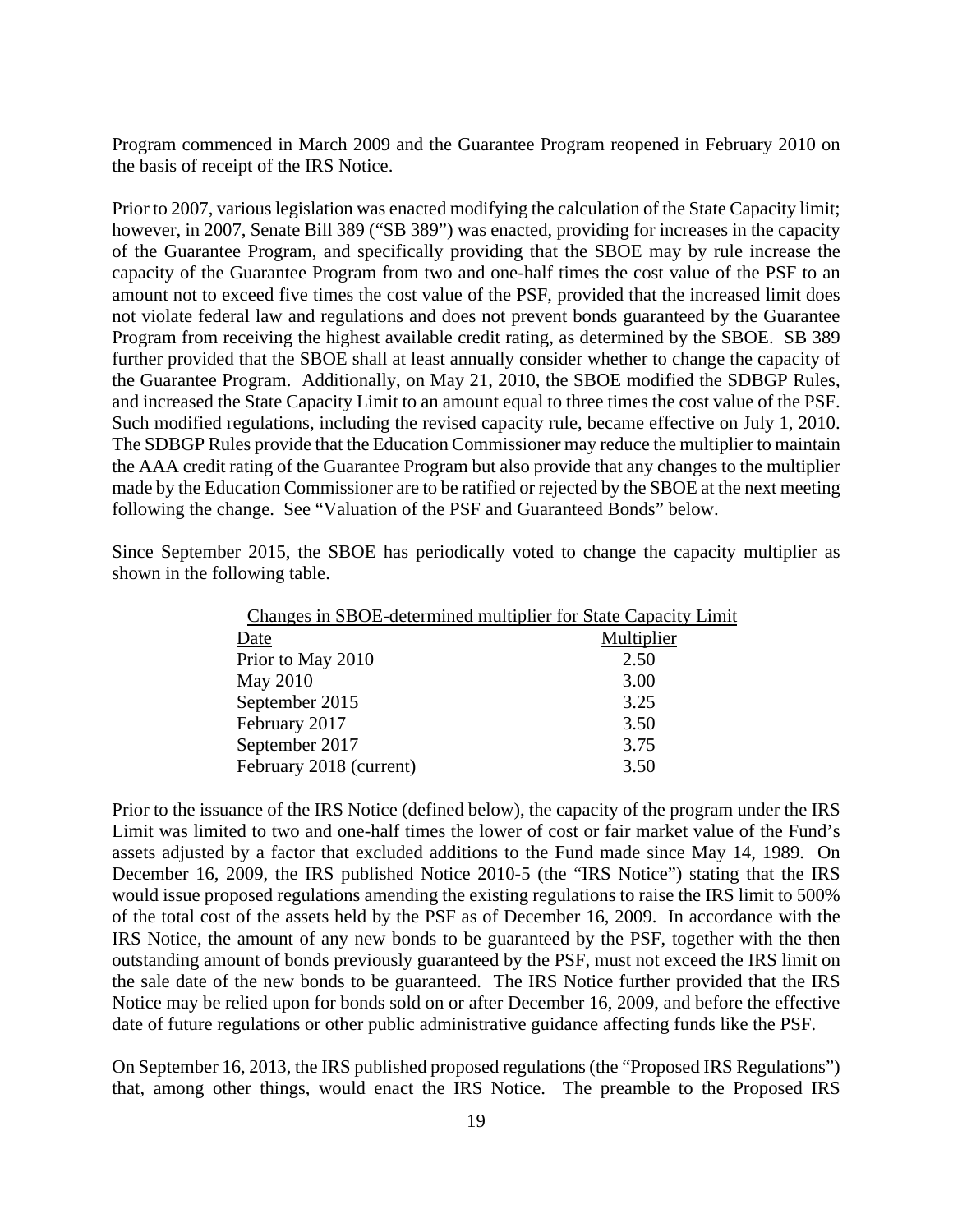Program commenced in March 2009 and the Guarantee Program reopened in February 2010 on the basis of receipt of the IRS Notice.

Prior to 2007, various legislation was enacted modifying the calculation of the State Capacity limit; however, in 2007, Senate Bill 389 ("SB 389") was enacted, providing for increases in the capacity of the Guarantee Program, and specifically providing that the SBOE may by rule increase the capacity of the Guarantee Program from two and one-half times the cost value of the PSF to an amount not to exceed five times the cost value of the PSF, provided that the increased limit does not violate federal law and regulations and does not prevent bonds guaranteed by the Guarantee Program from receiving the highest available credit rating, as determined by the SBOE. SB 389 further provided that the SBOE shall at least annually consider whether to change the capacity of the Guarantee Program. Additionally, on May 21, 2010, the SBOE modified the SDBGP Rules, and increased the State Capacity Limit to an amount equal to three times the cost value of the PSF. Such modified regulations, including the revised capacity rule, became effective on July 1, 2010. The SDBGP Rules provide that the Education Commissioner may reduce the multiplier to maintain the AAA credit rating of the Guarantee Program but also provide that any changes to the multiplier made by the Education Commissioner are to be ratified or rejected by the SBOE at the next meeting following the change. See "Valuation of the PSF and Guaranteed Bonds" below.

Since September 2015, the SBOE has periodically voted to change the capacity multiplier as shown in the following table.

Changes in SBOE-determined multiplier for State Capacity Limit

| Date | Multiplier |
|---|---|
| Prior to May 2010 | 2.50 |
| May 2010 | 3.00 |
| September 2015 | 3.25 |
| February 2017 | 3.50 |
| September 2017 | 3.75 |
| February 2018 (current) | 3.50 |

Prior to the issuance of the IRS Notice (defined below), the capacity of the program under the IRS Limit was limited to two and one-half times the lower of cost or fair market value of the Fund's assets adjusted by a factor that excluded additions to the Fund made since May 14, 1989. On December 16, 2009, the IRS published Notice 2010-5 (the "IRS Notice") stating that the IRS would issue proposed regulations amending the existing regulations to raise the IRS limit to 500% of the total cost of the assets held by the PSF as of December 16, 2009. In accordance with the IRS Notice, the amount of any new bonds to be guaranteed by the PSF, together with the then outstanding amount of bonds previously guaranteed by the PSF, must not exceed the IRS limit on the sale date of the new bonds to be guaranteed. The IRS Notice further provided that the IRS Notice may be relied upon for bonds sold on or after December 16, 2009, and before the effective date of future regulations or other public administrative guidance affecting funds like the PSF.

On September 16, 2013, the IRS published proposed regulations (the "Proposed IRS Regulations") that, among other things, would enact the IRS Notice. The preamble to the Proposed IRS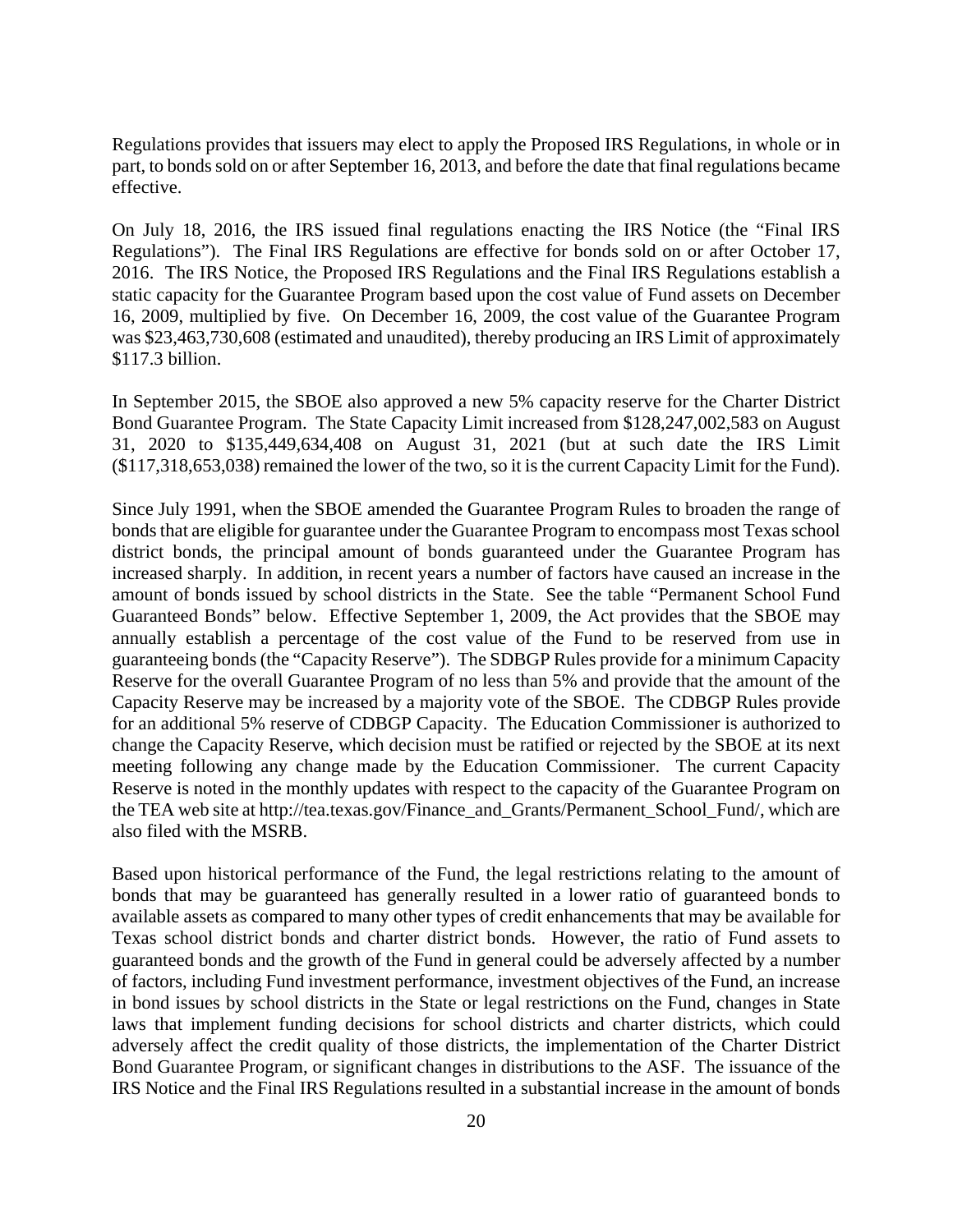Regulations provides that issuers may elect to apply the Proposed IRS Regulations, in whole or in part, to bonds sold on or after September 16, 2013, and before the date that final regulations became effective.

On July 18, 2016, the IRS issued final regulations enacting the IRS Notice (the "Final IRS Regulations"). The Final IRS Regulations are effective for bonds sold on or after October 17, 2016. The IRS Notice, the Proposed IRS Regulations and the Final IRS Regulations establish a static capacity for the Guarantee Program based upon the cost value of Fund assets on December 16, 2009, multiplied by five. On December 16, 2009, the cost value of the Guarantee Program was $23,463,730,608 (estimated and unaudited), thereby producing an IRS Limit of approximately $117.3 billion.

In September 2015, the SBOE also approved a new 5% capacity reserve for the Charter District Bond Guarantee Program. The State Capacity Limit increased from $128,247,002,583 on August 31, 2020 to $135,449,634,408 on August 31, 2021 (but at such date the IRS Limit ($117,318,653,038) remained the lower of the two, so it is the current Capacity Limit for the Fund).

Since July 1991, when the SBOE amended the Guarantee Program Rules to broaden the range of bonds that are eligible for guarantee under the Guarantee Program to encompass most Texas school district bonds, the principal amount of bonds guaranteed under the Guarantee Program has increased sharply. In addition, in recent years a number of factors have caused an increase in the amount of bonds issued by school districts in the State. See the table "Permanent School Fund Guaranteed Bonds" below. Effective September 1, 2009, the Act provides that the SBOE may annually establish a percentage of the cost value of the Fund to be reserved from use in guaranteeing bonds (the "Capacity Reserve"). The SDBGP Rules provide for a minimum Capacity Reserve for the overall Guarantee Program of no less than 5% and provide that the amount of the Capacity Reserve may be increased by a majority vote of the SBOE. The CDBGP Rules provide for an additional 5% reserve of CDBGP Capacity. The Education Commissioner is authorized to change the Capacity Reserve, which decision must be ratified or rejected by the SBOE at its next meeting following any change made by the Education Commissioner. The current Capacity Reserve is noted in the monthly updates with respect to the capacity of the Guarantee Program on the TEA web site at http://tea.texas.gov/Finance_and_Grants/Permanent_School_Fund/, which are also filed with the MSRB.

Based upon historical performance of the Fund, the legal restrictions relating to the amount of bonds that may be guaranteed has generally resulted in a lower ratio of guaranteed bonds to available assets as compared to many other types of credit enhancements that may be available for Texas school district bonds and charter district bonds. However, the ratio of Fund assets to guaranteed bonds and the growth of the Fund in general could be adversely affected by a number of factors, including Fund investment performance, investment objectives of the Fund, an increase in bond issues by school districts in the State or legal restrictions on the Fund, changes in State laws that implement funding decisions for school districts and charter districts, which could adversely affect the credit quality of those districts, the implementation of the Charter District Bond Guarantee Program, or significant changes in distributions to the ASF. The issuance of the IRS Notice and the Final IRS Regulations resulted in a substantial increase in the amount of bonds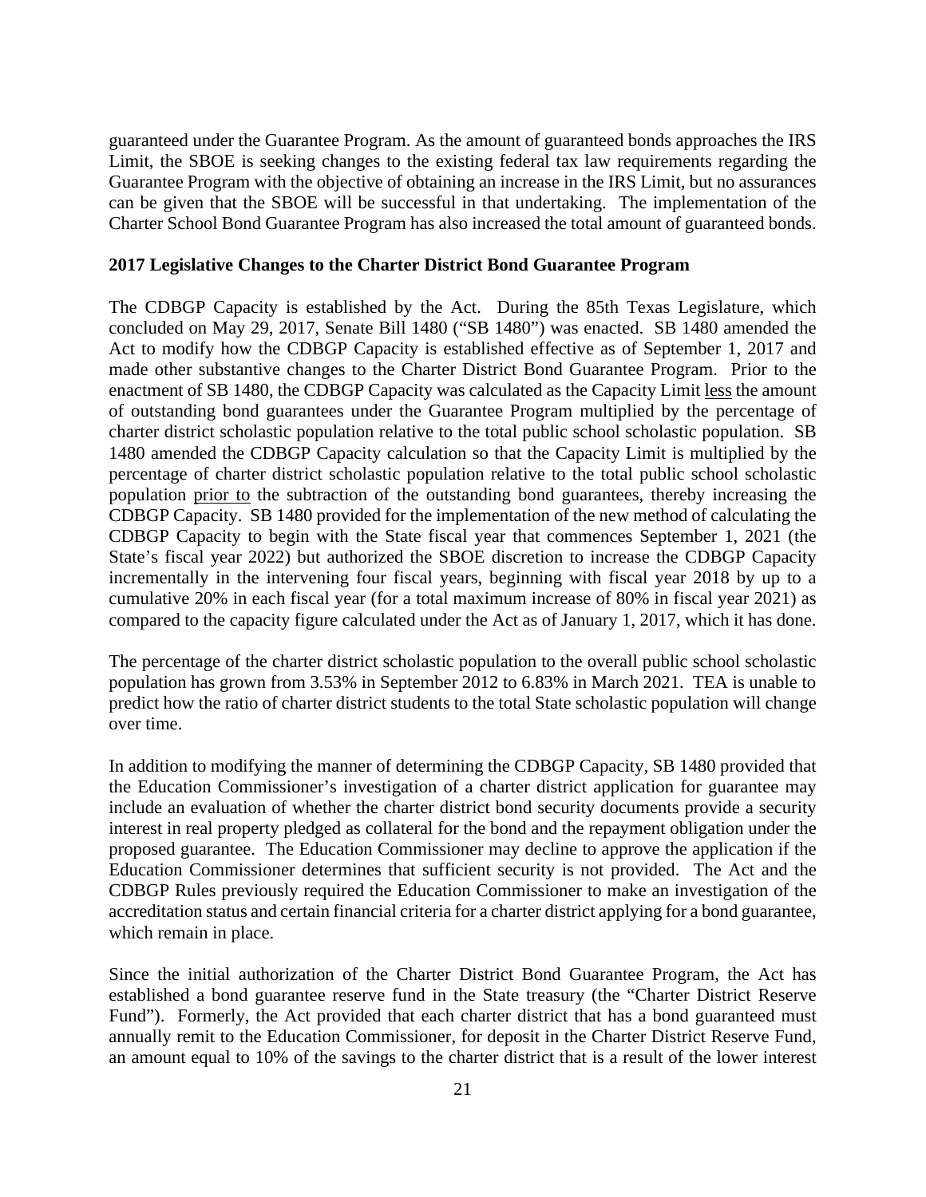guaranteed under the Guarantee Program. As the amount of guaranteed bonds approaches the IRS Limit, the SBOE is seeking changes to the existing federal tax law requirements regarding the Guarantee Program with the objective of obtaining an increase in the IRS Limit, but no assurances can be given that the SBOE will be successful in that undertaking. The implementation of the Charter School Bond Guarantee Program has also increased the total amount of guaranteed bonds.

**2017 Legislative Changes to the Charter District Bond Guarantee Program**

The CDBGP Capacity is established by the Act. During the 85th Texas Legislature, which concluded on May 29, 2017, Senate Bill 1480 ("SB 1480") was enacted. SB 1480 amended the Act to modify how the CDBGP Capacity is established effective as of September 1, 2017 and made other substantive changes to the Charter District Bond Guarantee Program. Prior to the enactment of SB 1480, the CDBGP Capacity was calculated as the Capacity Limit less the amount of outstanding bond guarantees under the Guarantee Program multiplied by the percentage of charter district scholastic population relative to the total public school scholastic population. SB 1480 amended the CDBGP Capacity calculation so that the Capacity Limit is multiplied by the percentage of charter district scholastic population relative to the total public school scholastic population prior to the subtraction of the outstanding bond guarantees, thereby increasing the CDBGP Capacity. SB 1480 provided for the implementation of the new method of calculating the CDBGP Capacity to begin with the State fiscal year that commences September 1, 2021 (the State's fiscal year 2022) but authorized the SBOE discretion to increase the CDBGP Capacity incrementally in the intervening four fiscal years, beginning with fiscal year 2018 by up to a cumulative 20% in each fiscal year (for a total maximum increase of 80% in fiscal year 2021) as compared to the capacity figure calculated under the Act as of January 1, 2017, which it has done.

The percentage of the charter district scholastic population to the overall public school scholastic population has grown from 3.53% in September 2012 to 6.83% in March 2021. TEA is unable to predict how the ratio of charter district students to the total State scholastic population will change over time.

In addition to modifying the manner of determining the CDBGP Capacity, SB 1480 provided that the Education Commissioner's investigation of a charter district application for guarantee may include an evaluation of whether the charter district bond security documents provide a security interest in real property pledged as collateral for the bond and the repayment obligation under the proposed guarantee. The Education Commissioner may decline to approve the application if the Education Commissioner determines that sufficient security is not provided. The Act and the CDBGP Rules previously required the Education Commissioner to make an investigation of the accreditation status and certain financial criteria for a charter district applying for a bond guarantee, which remain in place.

Since the initial authorization of the Charter District Bond Guarantee Program, the Act has established a bond guarantee reserve fund in the State treasury (the "Charter District Reserve Fund"). Formerly, the Act provided that each charter district that has a bond guaranteed must annually remit to the Education Commissioner, for deposit in the Charter District Reserve Fund, an amount equal to 10% of the savings to the charter district that is a result of the lower interest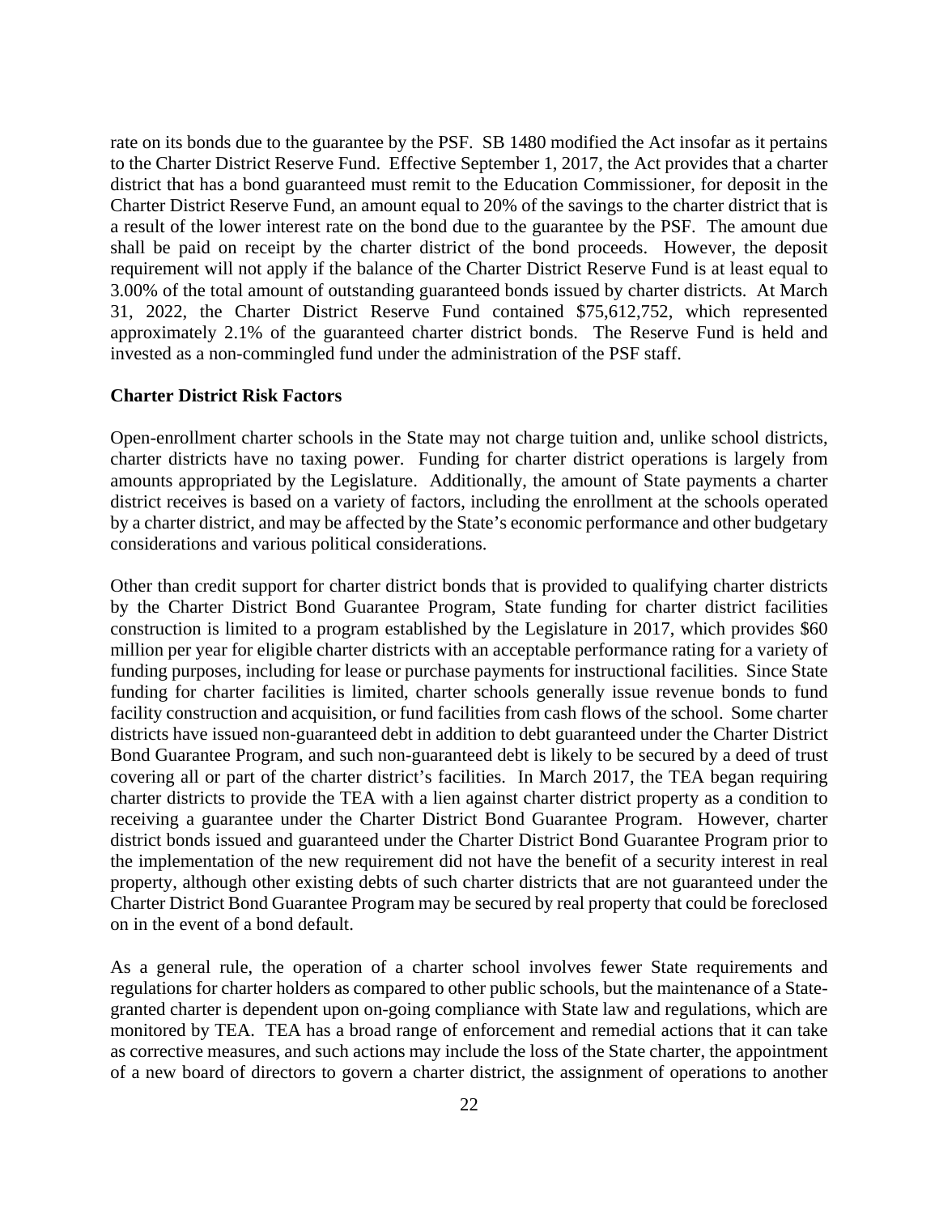rate on its bonds due to the guarantee by the PSF. SB 1480 modified the Act insofar as it pertains to the Charter District Reserve Fund. Effective September 1, 2017, the Act provides that a charter district that has a bond guaranteed must remit to the Education Commissioner, for deposit in the Charter District Reserve Fund, an amount equal to 20% of the savings to the charter district that is a result of the lower interest rate on the bond due to the guarantee by the PSF. The amount due shall be paid on receipt by the charter district of the bond proceeds. However, the deposit requirement will not apply if the balance of the Charter District Reserve Fund is at least equal to 3.00% of the total amount of outstanding guaranteed bonds issued by charter districts. At March 31, 2022, the Charter District Reserve Fund contained $75,612,752, which represented approximately 2.1% of the guaranteed charter district bonds. The Reserve Fund is held and invested as a non-commingled fund under the administration of the PSF staff.

**Charter District Risk Factors**

Open-enrollment charter schools in the State may not charge tuition and, unlike school districts, charter districts have no taxing power. Funding for charter district operations is largely from amounts appropriated by the Legislature. Additionally, the amount of State payments a charter district receives is based on a variety of factors, including the enrollment at the schools operated by a charter district, and may be affected by the State's economic performance and other budgetary considerations and various political considerations.

Other than credit support for charter district bonds that is provided to qualifying charter districts by the Charter District Bond Guarantee Program, State funding for charter district facilities construction is limited to a program established by the Legislature in 2017, which provides $60 million per year for eligible charter districts with an acceptable performance rating for a variety of funding purposes, including for lease or purchase payments for instructional facilities. Since State funding for charter facilities is limited, charter schools generally issue revenue bonds to fund facility construction and acquisition, or fund facilities from cash flows of the school. Some charter districts have issued non-guaranteed debt in addition to debt guaranteed under the Charter District Bond Guarantee Program, and such non-guaranteed debt is likely to be secured by a deed of trust covering all or part of the charter district's facilities. In March 2017, the TEA began requiring charter districts to provide the TEA with a lien against charter district property as a condition to receiving a guarantee under the Charter District Bond Guarantee Program. However, charter district bonds issued and guaranteed under the Charter District Bond Guarantee Program prior to the implementation of the new requirement did not have the benefit of a security interest in real property, although other existing debts of such charter districts that are not guaranteed under the Charter District Bond Guarantee Program may be secured by real property that could be foreclosed on in the event of a bond default.

As a general rule, the operation of a charter school involves fewer State requirements and regulations for charter holders as compared to other public schools, but the maintenance of a State-granted charter is dependent upon on-going compliance with State law and regulations, which are monitored by TEA. TEA has a broad range of enforcement and remedial actions that it can take as corrective measures, and such actions may include the loss of the State charter, the appointment of a new board of directors to govern a charter district, the assignment of operations to another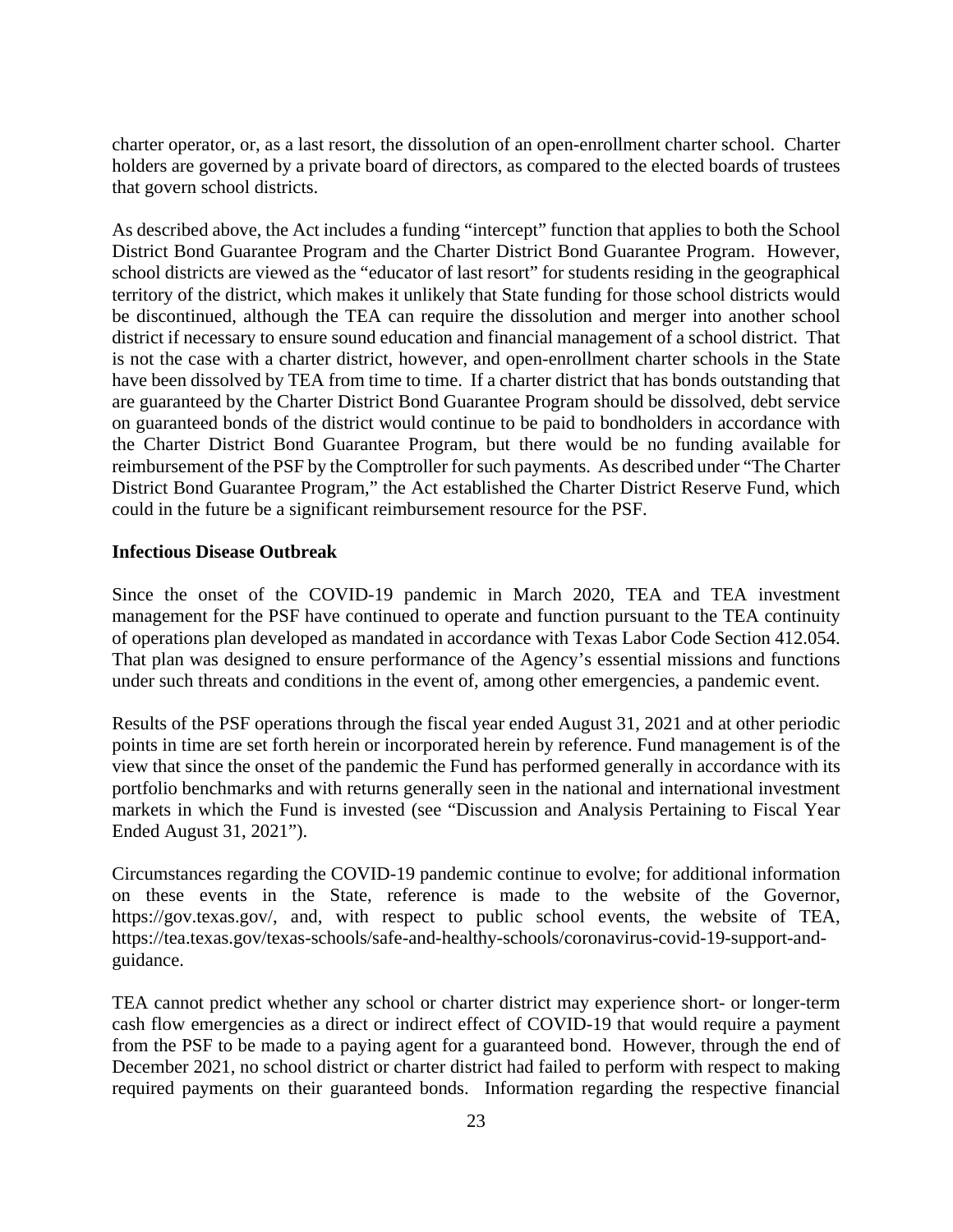charter operator, or, as a last resort, the dissolution of an open-enrollment charter school. Charter holders are governed by a private board of directors, as compared to the elected boards of trustees that govern school districts.

As described above, the Act includes a funding "intercept" function that applies to both the School District Bond Guarantee Program and the Charter District Bond Guarantee Program. However, school districts are viewed as the "educator of last resort" for students residing in the geographical territory of the district, which makes it unlikely that State funding for those school districts would be discontinued, although the TEA can require the dissolution and merger into another school district if necessary to ensure sound education and financial management of a school district. That is not the case with a charter district, however, and open-enrollment charter schools in the State have been dissolved by TEA from time to time. If a charter district that has bonds outstanding that are guaranteed by the Charter District Bond Guarantee Program should be dissolved, debt service on guaranteed bonds of the district would continue to be paid to bondholders in accordance with the Charter District Bond Guarantee Program, but there would be no funding available for reimbursement of the PSF by the Comptroller for such payments. As described under "The Charter District Bond Guarantee Program," the Act established the Charter District Reserve Fund, which could in the future be a significant reimbursement resource for the PSF.

**Infectious Disease Outbreak**

Since the onset of the COVID-19 pandemic in March 2020, TEA and TEA investment management for the PSF have continued to operate and function pursuant to the TEA continuity of operations plan developed as mandated in accordance with Texas Labor Code Section 412.054. That plan was designed to ensure performance of the Agency's essential missions and functions under such threats and conditions in the event of, among other emergencies, a pandemic event.

Results of the PSF operations through the fiscal year ended August 31, 2021 and at other periodic points in time are set forth herein or incorporated herein by reference. Fund management is of the view that since the onset of the pandemic the Fund has performed generally in accordance with its portfolio benchmarks and with returns generally seen in the national and international investment markets in which the Fund is invested (see "Discussion and Analysis Pertaining to Fiscal Year Ended August 31, 2021").

Circumstances regarding the COVID-19 pandemic continue to evolve; for additional information on these events in the State, reference is made to the website of the Governor, https://gov.texas.gov/, and, with respect to public school events, the website of TEA, https://tea.texas.gov/texas-schools/safe-and-healthy-schools/coronavirus-covid-19-support-and-guidance.

TEA cannot predict whether any school or charter district may experience short- or longer-term cash flow emergencies as a direct or indirect effect of COVID-19 that would require a payment from the PSF to be made to a paying agent for a guaranteed bond. However, through the end of December 2021, no school district or charter district had failed to perform with respect to making required payments on their guaranteed bonds. Information regarding the respective financial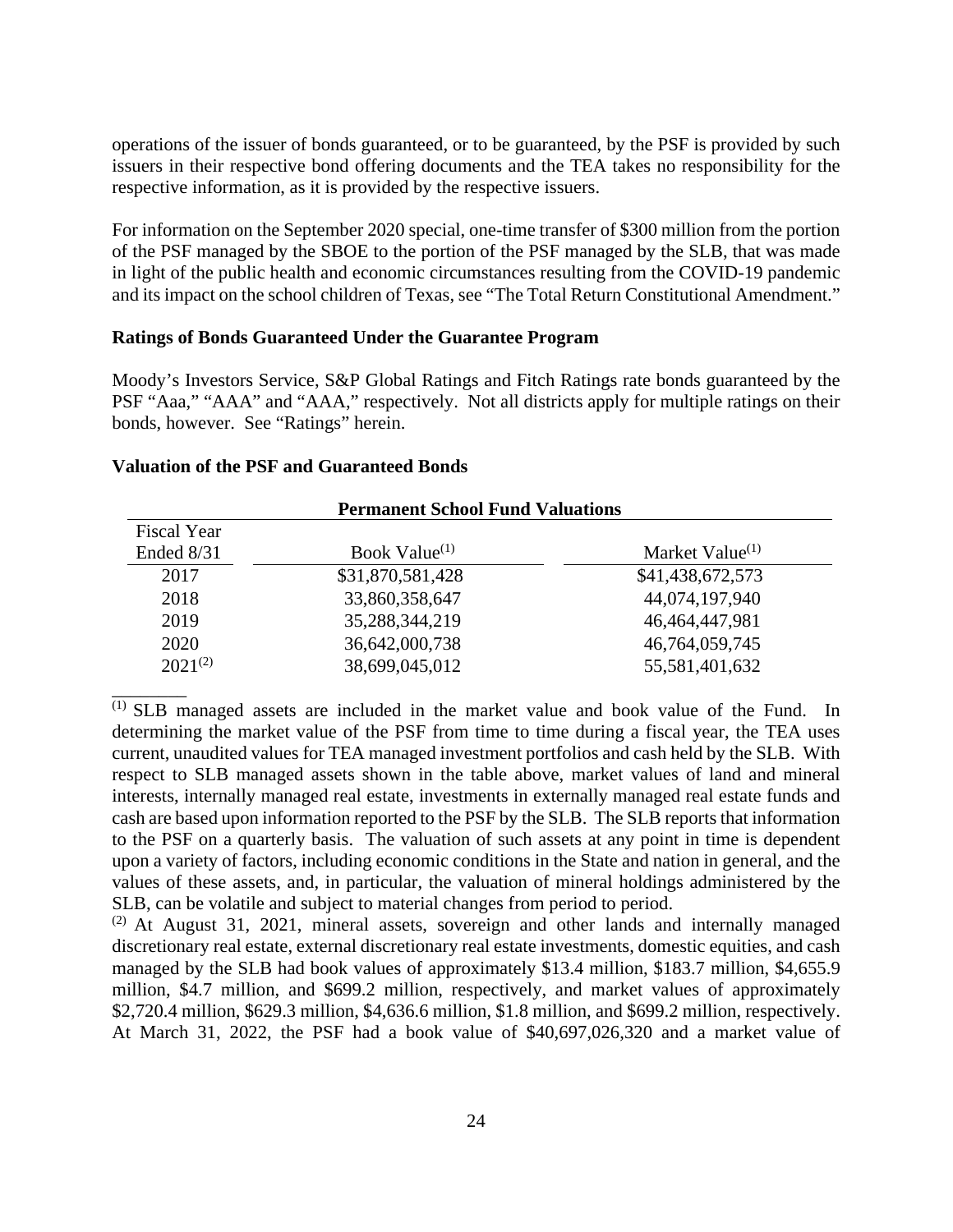operations of the issuer of bonds guaranteed, or to be guaranteed, by the PSF is provided by such issuers in their respective bond offering documents and the TEA takes no responsibility for the respective information, as it is provided by the respective issuers.

For information on the September 2020 special, one-time transfer of $300 million from the portion of the PSF managed by the SBOE to the portion of the PSF managed by the SLB, that was made in light of the public health and economic circumstances resulting from the COVID-19 pandemic and its impact on the school children of Texas, see "The Total Return Constitutional Amendment."

**Ratings of Bonds Guaranteed Under the Guarantee Program**

Moody's Investors Service, S&P Global Ratings and Fitch Ratings rate bonds guaranteed by the PSF "Aaa," "AAA" and "AAA," respectively. Not all districts apply for multiple ratings on their bonds, however. See "Ratings" herein.

**Valuation of the PSF and Guaranteed Bonds**

**Permanent School Fund Valuations**

| Fiscal Year Ended 8/31 | Book Value[(1)] | Market Value[(1)] |
|---|---|---|
| 2017 | $31,870,581,428 | $41,438,672,573 |
| 2018 | 33,860,358,647 | 44,074,197,940 |
| 2019 | 35,288,344,219 | 46,464,447,981 |
| 2020 | 36,642,000,738 | 46,764,059,745 |
| 2021[(2)] | 38,699,045,012 | 55,581,401,632 |

[(1)] SLB managed assets are included in the market value and book value of the Fund. In determining the market value of the PSF from time to time during a fiscal year, the TEA uses current, unaudited values for TEA managed investment portfolios and cash held by the SLB. With respect to SLB managed assets shown in the table above, market values of land and mineral interests, internally managed real estate, investments in externally managed real estate funds and cash are based upon information reported to the PSF by the SLB. The SLB reports that information to the PSF on a quarterly basis. The valuation of such assets at any point in time is dependent upon a variety of factors, including economic conditions in the State and nation in general, and the values of these assets, and, in particular, the valuation of mineral holdings administered by the SLB, can be volatile and subject to material changes from period to period.

[(2)] At August 31, 2021, mineral assets, sovereign and other lands and internally managed discretionary real estate, external discretionary real estate investments, domestic equities, and cash managed by the SLB had book values of approximately $13.4 million, $183.7 million, $4,655.9 million, $4.7 million, and $699.2 million, respectively, and market values of approximately $2,720.4 million, $629.3 million, $4,636.6 million, $1.8 million, and $699.2 million, respectively. At March 31, 2022, the PSF had a book value of $40,697,026,320 and a market value of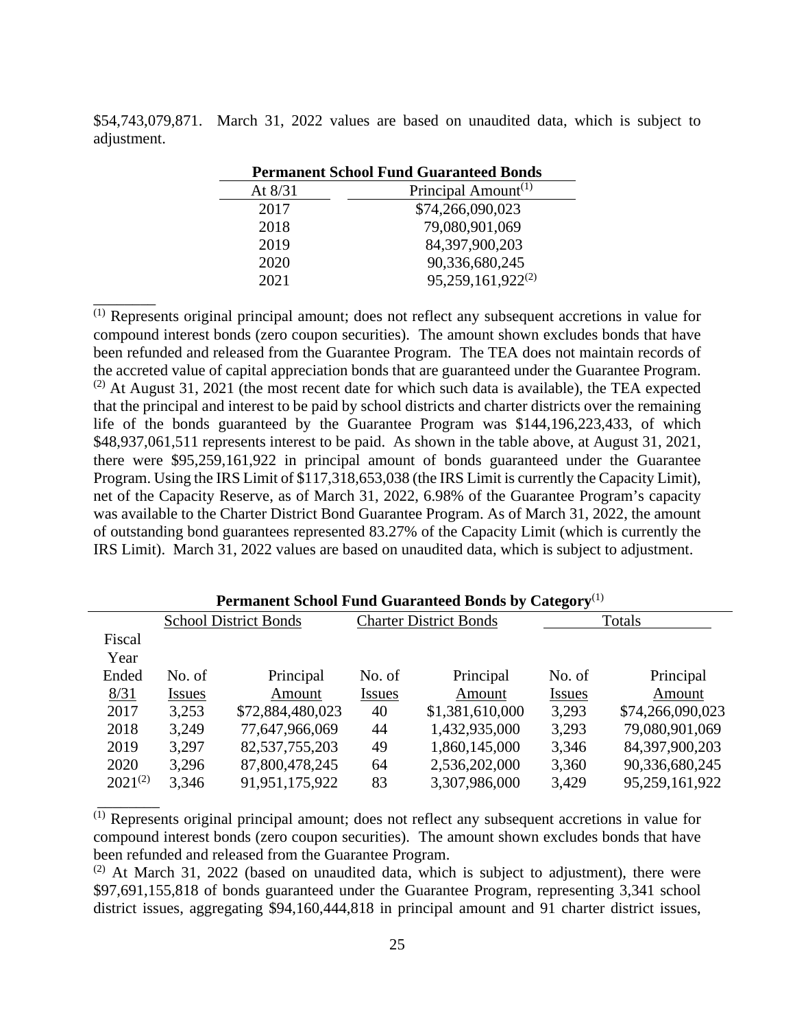$54,743,079,871. March 31, 2022 values are based on unaudited data, which is subject to adjustment.

**Permanent School Fund Guaranteed Bonds**

| At 8/31 | Principal Amount[1] |
|---|---|
| 2017 | $74,266,090,023 |
| 2018 | 79,080,901,069 |
| 2019 | 84,397,900,203 |
| 2020 | 90,336,680,245 |
| 2021 | 95,259,161,922[2] |

---

[1] Represents original principal amount; does not reflect any subsequent accretions in value for compound interest bonds (zero coupon securities). The amount shown excludes bonds that have been refunded and released from the Guarantee Program. The TEA does not maintain records of the accreted value of capital appreciation bonds that are guaranteed under the Guarantee Program.
[2] At August 31, 2021 (the most recent date for which such data is available), the TEA expected that the principal and interest to be paid by school districts and charter districts over the remaining life of the bonds guaranteed by the Guarantee Program was $144,196,223,433, of which $48,937,061,511 represents interest to be paid. As shown in the table above, at August 31, 2021, there were $95,259,161,922 in principal amount of bonds guaranteed under the Guarantee Program. Using the IRS Limit of $117,318,653,038 (the IRS Limit is currently the Capacity Limit), net of the Capacity Reserve, as of March 31, 2022, 6.98% of the Guarantee Program's capacity was available to the Charter District Bond Guarantee Program. As of March 31, 2022, the amount of outstanding bond guarantees represented 83.27% of the Capacity Limit (which is currently the IRS Limit). March 31, 2022 values are based on unaudited data, which is subject to adjustment.

**Permanent School Fund Guaranteed Bonds by Category**[1]

| | School District Bonds | | Charter District Bonds | | Totals | |
|---|---|---|---|---|---|---|
| Fiscal Year Ended 8/31 | No. of Issues | Principal Amount | No. of Issues | Principal Amount | No. of Issues | Principal Amount |
| 2017 | 3,253 | $72,884,480,023 | 40 | $1,381,610,000 | 3,293 | $74,266,090,023 |
| 2018 | 3,249 | 77,647,966,069 | 44 | 1,432,935,000 | 3,293 | 79,080,901,069 |
| 2019 | 3,297 | 82,537,755,203 | 49 | 1,860,145,000 | 3,346 | 84,397,900,203 |
| 2020 | 3,296 | 87,800,478,245 | 64 | 2,536,202,000 | 3,360 | 90,336,680,245 |
| 2021[2] | 3,346 | 91,951,175,922 | 83 | 3,307,986,000 | 3,429 | 95,259,161,922 |

---

[1] Represents original principal amount; does not reflect any subsequent accretions in value for compound interest bonds (zero coupon securities). The amount shown excludes bonds that have been refunded and released from the Guarantee Program.
[2] At March 31, 2022 (based on unaudited data, which is subject to adjustment), there were $97,691,155,818 of bonds guaranteed under the Guarantee Program, representing 3,341 school district issues, aggregating $94,160,444,818 in principal amount and 91 charter district issues,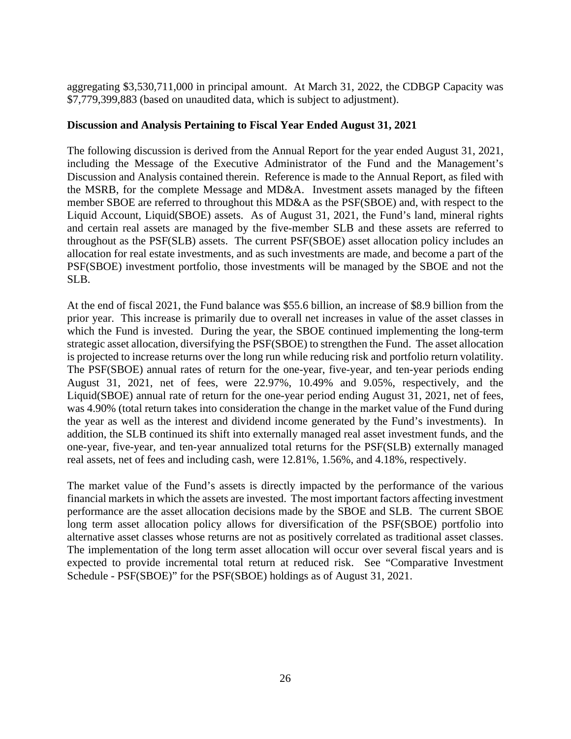aggregating $3,530,711,000 in principal amount. At March 31, 2022, the CDBGP Capacity was $7,779,399,883 (based on unaudited data, which is subject to adjustment).

**Discussion and Analysis Pertaining to Fiscal Year Ended August 31, 2021**

The following discussion is derived from the Annual Report for the year ended August 31, 2021, including the Message of the Executive Administrator of the Fund and the Management's Discussion and Analysis contained therein. Reference is made to the Annual Report, as filed with the MSRB, for the complete Message and MD&A. Investment assets managed by the fifteen member SBOE are referred to throughout this MD&A as the PSF(SBOE) and, with respect to the Liquid Account, Liquid(SBOE) assets. As of August 31, 2021, the Fund's land, mineral rights and certain real assets are managed by the five-member SLB and these assets are referred to throughout as the PSF(SLB) assets. The current PSF(SBOE) asset allocation policy includes an allocation for real estate investments, and as such investments are made, and become a part of the PSF(SBOE) investment portfolio, those investments will be managed by the SBOE and not the SLB.

At the end of fiscal 2021, the Fund balance was $55.6 billion, an increase of $8.9 billion from the prior year. This increase is primarily due to overall net increases in value of the asset classes in which the Fund is invested. During the year, the SBOE continued implementing the long-term strategic asset allocation, diversifying the PSF(SBOE) to strengthen the Fund. The asset allocation is projected to increase returns over the long run while reducing risk and portfolio return volatility. The PSF(SBOE) annual rates of return for the one-year, five-year, and ten-year periods ending August 31, 2021, net of fees, were 22.97%, 10.49% and 9.05%, respectively, and the Liquid(SBOE) annual rate of return for the one-year period ending August 31, 2021, net of fees, was 4.90% (total return takes into consideration the change in the market value of the Fund during the year as well as the interest and dividend income generated by the Fund's investments). In addition, the SLB continued its shift into externally managed real asset investment funds, and the one-year, five-year, and ten-year annualized total returns for the PSF(SLB) externally managed real assets, net of fees and including cash, were 12.81%, 1.56%, and 4.18%, respectively.

The market value of the Fund's assets is directly impacted by the performance of the various financial markets in which the assets are invested. The most important factors affecting investment performance are the asset allocation decisions made by the SBOE and SLB. The current SBOE long term asset allocation policy allows for diversification of the PSF(SBOE) portfolio into alternative asset classes whose returns are not as positively correlated as traditional asset classes. The implementation of the long term asset allocation will occur over several fiscal years and is expected to provide incremental total return at reduced risk. See "Comparative Investment Schedule - PSF(SBOE)" for the PSF(SBOE) holdings as of August 31, 2021.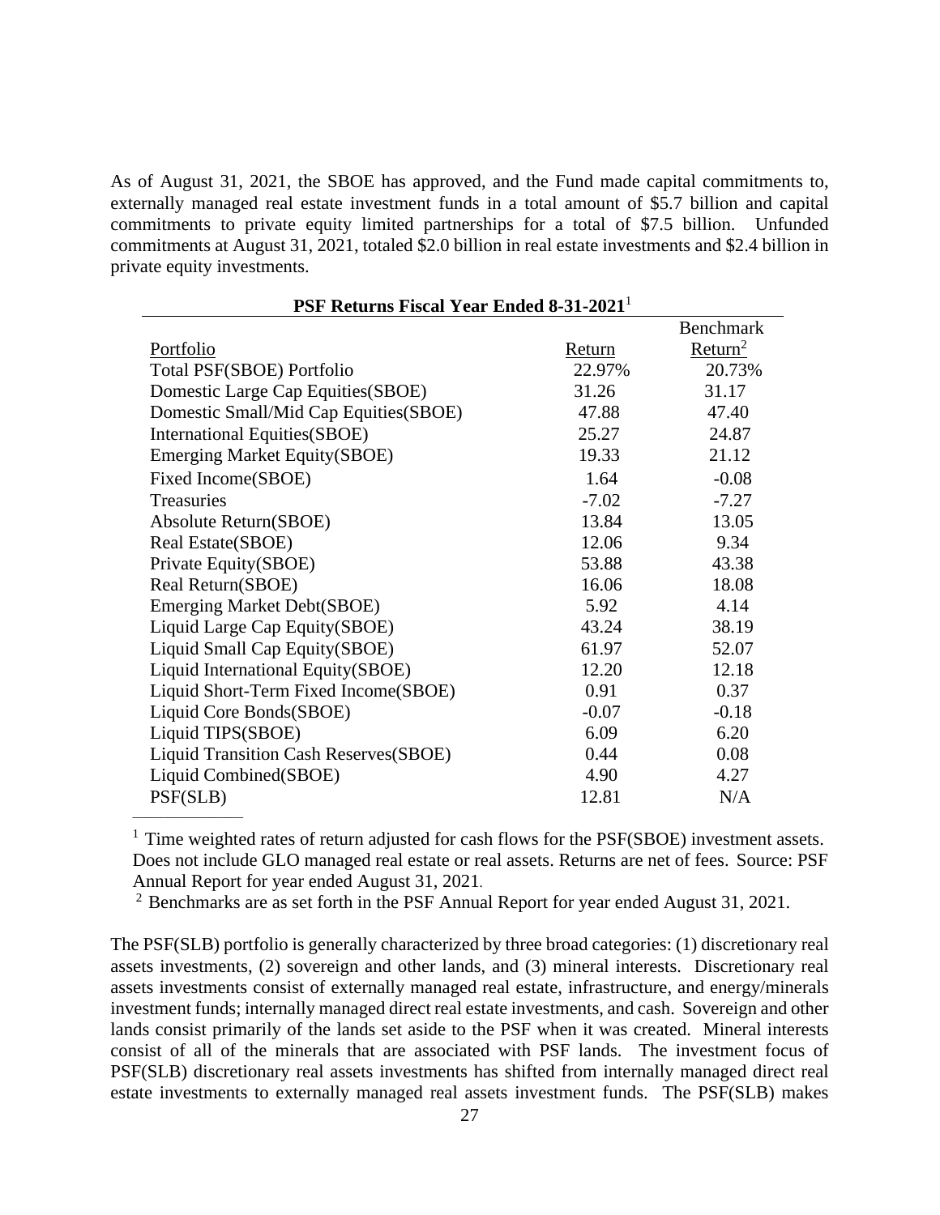As of August 31, 2021, the SBOE has approved, and the Fund made capital commitments to, externally managed real estate investment funds in a total amount of $5.7 billion and capital commitments to private equity limited partnerships for a total of $7.5 billion. Unfunded commitments at August 31, 2021, totaled $2.0 billion in real estate investments and $2.4 billion in private equity investments.

**PSF Returns Fiscal Year Ended 8-31-2021**[1]

| Portfolio | Return | Benchmark Return[2] |
|---|---|---|
| Total PSF(SBOE) Portfolio | 22.97% | 20.73% |
| Domestic Large Cap Equities(SBOE) | 31.26 | 31.17 |
| Domestic Small/Mid Cap Equities(SBOE) | 47.88 | 47.40 |
| International Equities(SBOE) | 25.27 | 24.87 |
| Emerging Market Equity(SBOE) | 19.33 | 21.12 |
| Fixed Income(SBOE) | 1.64 | -0.08 |
| Treasuries | -7.02 | -7.27 |
| Absolute Return(SBOE) | 13.84 | 13.05 |
| Real Estate(SBOE) | 12.06 | 9.34 |
| Private Equity(SBOE) | 53.88 | 43.38 |
| Real Return(SBOE) | 16.06 | 18.08 |
| Emerging Market Debt(SBOE) | 5.92 | 4.14 |
| Liquid Large Cap Equity(SBOE) | 43.24 | 38.19 |
| Liquid Small Cap Equity(SBOE) | 61.97 | 52.07 |
| Liquid International Equity(SBOE) | 12.20 | 12.18 |
| Liquid Short-Term Fixed Income(SBOE) | 0.91 | 0.37 |
| Liquid Core Bonds(SBOE) | -0.07 | -0.18 |
| Liquid TIPS(SBOE) | 6.09 | 6.20 |
| Liquid Transition Cash Reserves(SBOE) | 0.44 | 0.08 |
| Liquid Combined(SBOE) | 4.90 | 4.27 |
| PSF(SLB) | 12.81 | N/A |

[1] Time weighted rates of return adjusted for cash flows for the PSF(SBOE) investment assets. Does not include GLO managed real estate or real assets. Returns are net of fees. Source: PSF Annual Report for year ended August 31, 2021.

[2] Benchmarks are as set forth in the PSF Annual Report for year ended August 31, 2021.

The PSF(SLB) portfolio is generally characterized by three broad categories: (1) discretionary real assets investments, (2) sovereign and other lands, and (3) mineral interests. Discretionary real assets investments consist of externally managed real estate, infrastructure, and energy/minerals investment funds; internally managed direct real estate investments, and cash. Sovereign and other lands consist primarily of the lands set aside to the PSF when it was created. Mineral interests consist of all of the minerals that are associated with PSF lands. The investment focus of PSF(SLB) discretionary real assets investments has shifted from internally managed direct real estate investments to externally managed real assets investment funds. The PSF(SLB) makes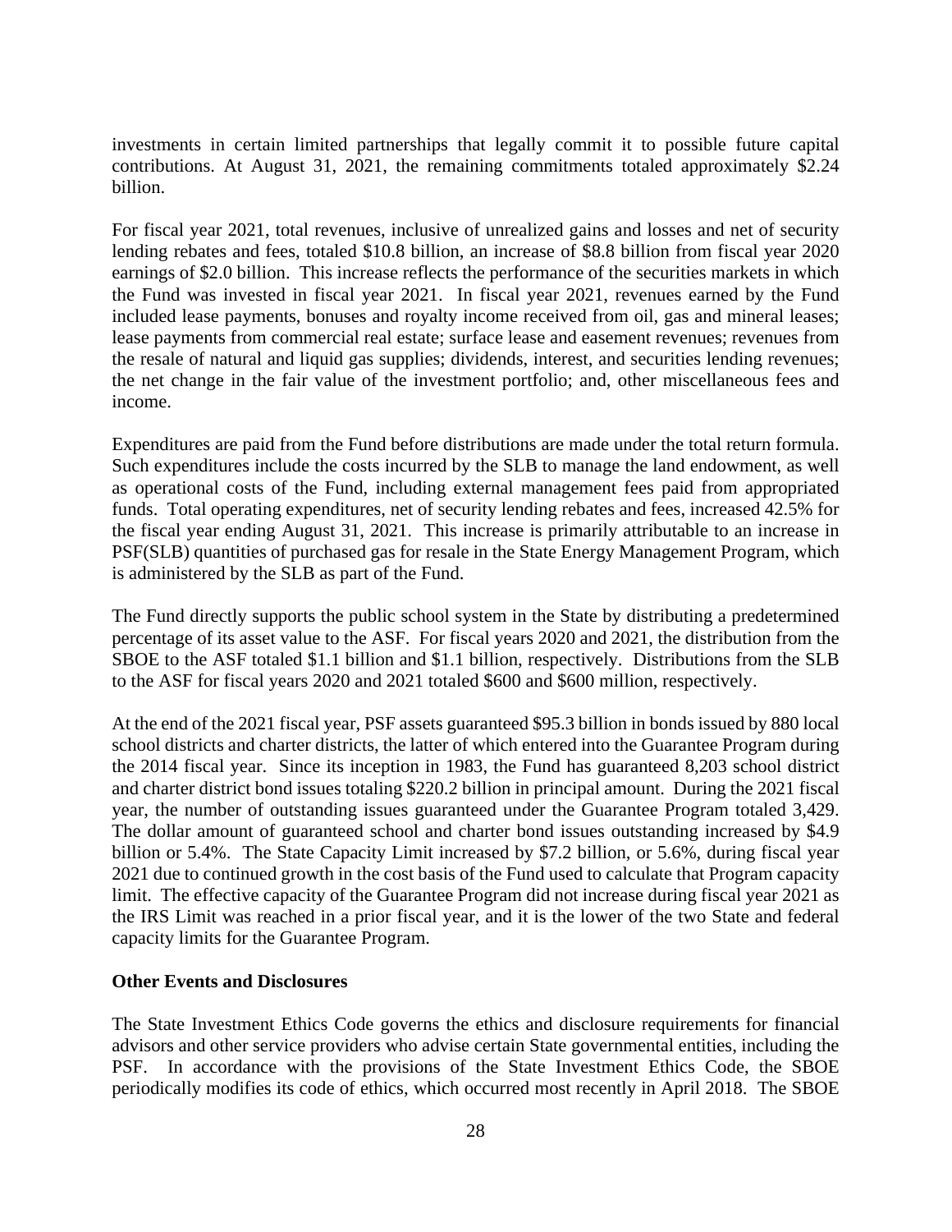investments in certain limited partnerships that legally commit it to possible future capital contributions. At August 31, 2021, the remaining commitments totaled approximately $2.24 billion.

For fiscal year 2021, total revenues, inclusive of unrealized gains and losses and net of security lending rebates and fees, totaled $10.8 billion, an increase of $8.8 billion from fiscal year 2020 earnings of $2.0 billion. This increase reflects the performance of the securities markets in which the Fund was invested in fiscal year 2021. In fiscal year 2021, revenues earned by the Fund included lease payments, bonuses and royalty income received from oil, gas and mineral leases; lease payments from commercial real estate; surface lease and easement revenues; revenues from the resale of natural and liquid gas supplies; dividends, interest, and securities lending revenues; the net change in the fair value of the investment portfolio; and, other miscellaneous fees and income.

Expenditures are paid from the Fund before distributions are made under the total return formula. Such expenditures include the costs incurred by the SLB to manage the land endowment, as well as operational costs of the Fund, including external management fees paid from appropriated funds. Total operating expenditures, net of security lending rebates and fees, increased 42.5% for the fiscal year ending August 31, 2021. This increase is primarily attributable to an increase in PSF(SLB) quantities of purchased gas for resale in the State Energy Management Program, which is administered by the SLB as part of the Fund.

The Fund directly supports the public school system in the State by distributing a predetermined percentage of its asset value to the ASF. For fiscal years 2020 and 2021, the distribution from the SBOE to the ASF totaled $1.1 billion and $1.1 billion, respectively. Distributions from the SLB to the ASF for fiscal years 2020 and 2021 totaled $600 and $600 million, respectively.

At the end of the 2021 fiscal year, PSF assets guaranteed $95.3 billion in bonds issued by 880 local school districts and charter districts, the latter of which entered into the Guarantee Program during the 2014 fiscal year. Since its inception in 1983, the Fund has guaranteed 8,203 school district and charter district bond issues totaling $220.2 billion in principal amount. During the 2021 fiscal year, the number of outstanding issues guaranteed under the Guarantee Program totaled 3,429. The dollar amount of guaranteed school and charter bond issues outstanding increased by $4.9 billion or 5.4%. The State Capacity Limit increased by $7.2 billion, or 5.6%, during fiscal year 2021 due to continued growth in the cost basis of the Fund used to calculate that Program capacity limit. The effective capacity of the Guarantee Program did not increase during fiscal year 2021 as the IRS Limit was reached in a prior fiscal year, and it is the lower of the two State and federal capacity limits for the Guarantee Program.

**Other Events and Disclosures**

The State Investment Ethics Code governs the ethics and disclosure requirements for financial advisors and other service providers who advise certain State governmental entities, including the PSF. In accordance with the provisions of the State Investment Ethics Code, the SBOE periodically modifies its code of ethics, which occurred most recently in April 2018. The SBOE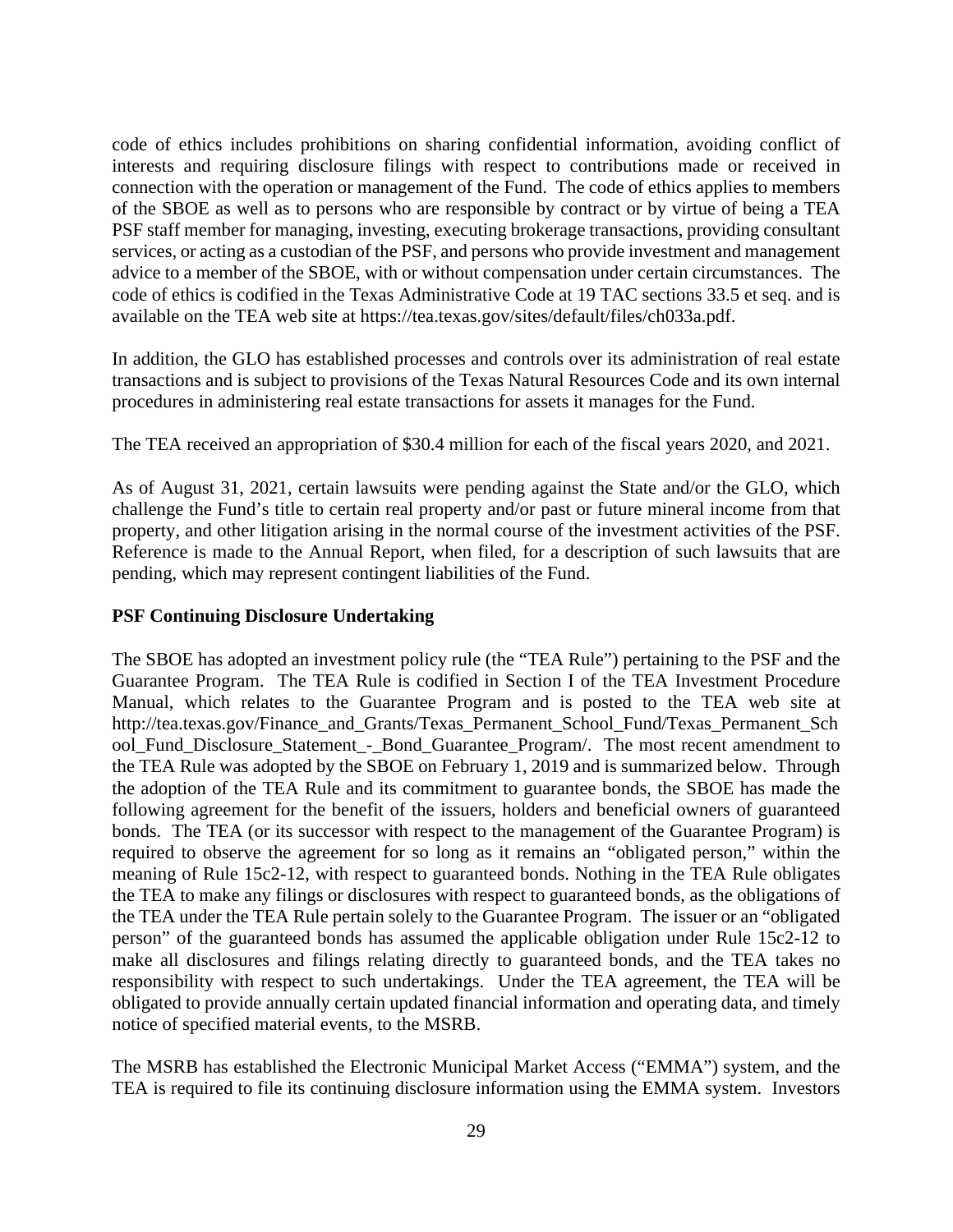code of ethics includes prohibitions on sharing confidential information, avoiding conflict of interests and requiring disclosure filings with respect to contributions made or received in connection with the operation or management of the Fund. The code of ethics applies to members of the SBOE as well as to persons who are responsible by contract or by virtue of being a TEA PSF staff member for managing, investing, executing brokerage transactions, providing consultant services, or acting as a custodian of the PSF, and persons who provide investment and management advice to a member of the SBOE, with or without compensation under certain circumstances. The code of ethics is codified in the Texas Administrative Code at 19 TAC sections 33.5 et seq. and is available on the TEA web site at https://tea.texas.gov/sites/default/files/ch033a.pdf.

In addition, the GLO has established processes and controls over its administration of real estate transactions and is subject to provisions of the Texas Natural Resources Code and its own internal procedures in administering real estate transactions for assets it manages for the Fund.

The TEA received an appropriation of $30.4 million for each of the fiscal years 2020, and 2021.

As of August 31, 2021, certain lawsuits were pending against the State and/or the GLO, which challenge the Fund's title to certain real property and/or past or future mineral income from that property, and other litigation arising in the normal course of the investment activities of the PSF. Reference is made to the Annual Report, when filed, for a description of such lawsuits that are pending, which may represent contingent liabilities of the Fund.

**PSF Continuing Disclosure Undertaking**

The SBOE has adopted an investment policy rule (the "TEA Rule") pertaining to the PSF and the Guarantee Program. The TEA Rule is codified in Section I of the TEA Investment Procedure Manual, which relates to the Guarantee Program and is posted to the TEA web site at http://tea.texas.gov/Finance_and_Grants/Texas_Permanent_School_Fund/Texas_Permanent_School_Fund_Disclosure_Statement_-_Bond_Guarantee_Program/. The most recent amendment to the TEA Rule was adopted by the SBOE on February 1, 2019 and is summarized below. Through the adoption of the TEA Rule and its commitment to guarantee bonds, the SBOE has made the following agreement for the benefit of the issuers, holders and beneficial owners of guaranteed bonds. The TEA (or its successor with respect to the management of the Guarantee Program) is required to observe the agreement for so long as it remains an "obligated person," within the meaning of Rule 15c2-12, with respect to guaranteed bonds. Nothing in the TEA Rule obligates the TEA to make any filings or disclosures with respect to guaranteed bonds, as the obligations of the TEA under the TEA Rule pertain solely to the Guarantee Program. The issuer or an "obligated person" of the guaranteed bonds has assumed the applicable obligation under Rule 15c2-12 to make all disclosures and filings relating directly to guaranteed bonds, and the TEA takes no responsibility with respect to such undertakings. Under the TEA agreement, the TEA will be obligated to provide annually certain updated financial information and operating data, and timely notice of specified material events, to the MSRB.

The MSRB has established the Electronic Municipal Market Access ("EMMA") system, and the TEA is required to file its continuing disclosure information using the EMMA system. Investors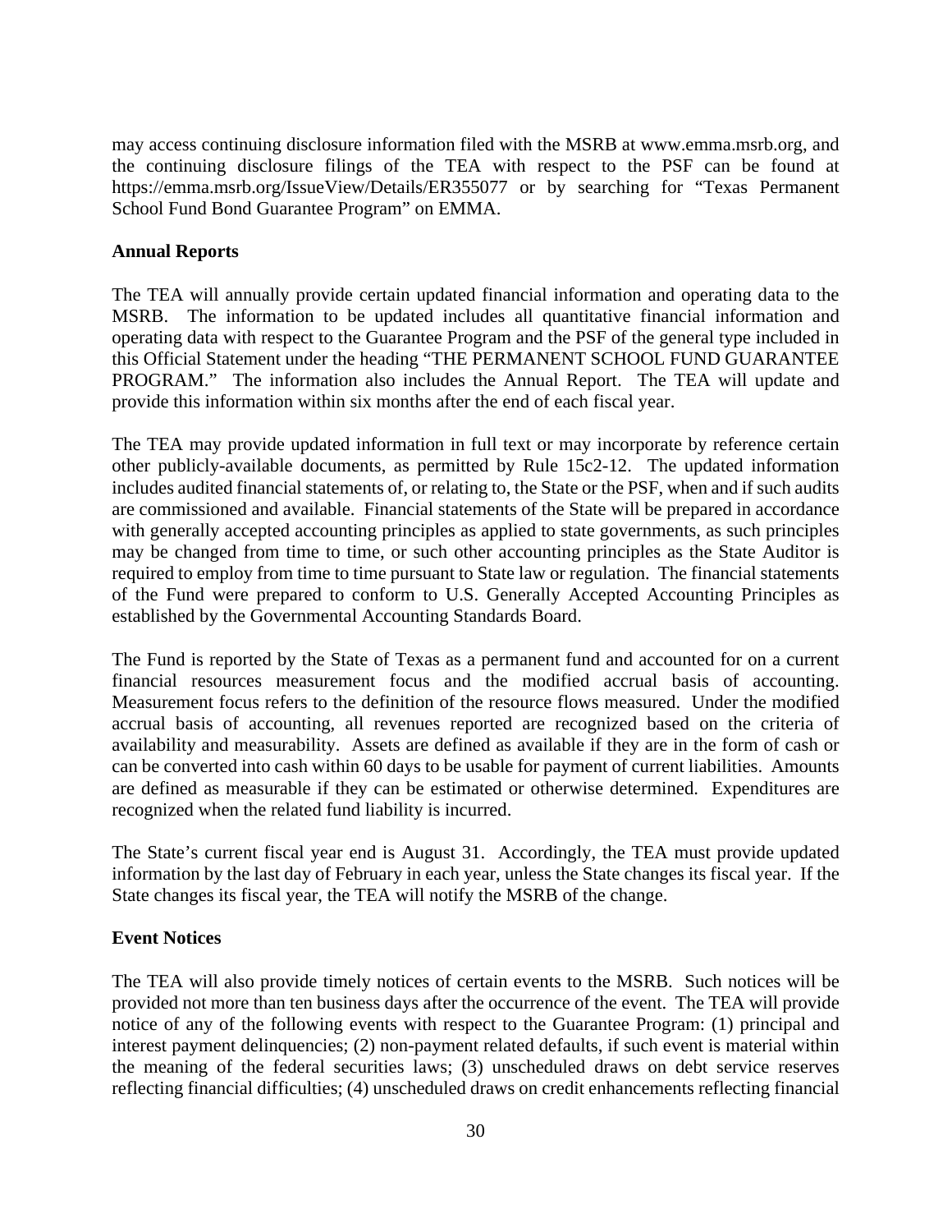may access continuing disclosure information filed with the MSRB at www.emma.msrb.org, and the continuing disclosure filings of the TEA with respect to the PSF can be found at https://emma.msrb.org/IssueView/Details/ER355077 or by searching for "Texas Permanent School Fund Bond Guarantee Program" on EMMA.

**Annual Reports**

The TEA will annually provide certain updated financial information and operating data to the MSRB. The information to be updated includes all quantitative financial information and operating data with respect to the Guarantee Program and the PSF of the general type included in this Official Statement under the heading "THE PERMANENT SCHOOL FUND GUARANTEE PROGRAM." The information also includes the Annual Report. The TEA will update and provide this information within six months after the end of each fiscal year.

The TEA may provide updated information in full text or may incorporate by reference certain other publicly-available documents, as permitted by Rule 15c2-12. The updated information includes audited financial statements of, or relating to, the State or the PSF, when and if such audits are commissioned and available. Financial statements of the State will be prepared in accordance with generally accepted accounting principles as applied to state governments, as such principles may be changed from time to time, or such other accounting principles as the State Auditor is required to employ from time to time pursuant to State law or regulation. The financial statements of the Fund were prepared to conform to U.S. Generally Accepted Accounting Principles as established by the Governmental Accounting Standards Board.

The Fund is reported by the State of Texas as a permanent fund and accounted for on a current financial resources measurement focus and the modified accrual basis of accounting. Measurement focus refers to the definition of the resource flows measured. Under the modified accrual basis of accounting, all revenues reported are recognized based on the criteria of availability and measurability. Assets are defined as available if they are in the form of cash or can be converted into cash within 60 days to be usable for payment of current liabilities. Amounts are defined as measurable if they can be estimated or otherwise determined. Expenditures are recognized when the related fund liability is incurred.

The State's current fiscal year end is August 31. Accordingly, the TEA must provide updated information by the last day of February in each year, unless the State changes its fiscal year. If the State changes its fiscal year, the TEA will notify the MSRB of the change.

**Event Notices**

The TEA will also provide timely notices of certain events to the MSRB. Such notices will be provided not more than ten business days after the occurrence of the event. The TEA will provide notice of any of the following events with respect to the Guarantee Program: (1) principal and interest payment delinquencies; (2) non-payment related defaults, if such event is material within the meaning of the federal securities laws; (3) unscheduled draws on debt service reserves reflecting financial difficulties; (4) unscheduled draws on credit enhancements reflecting financial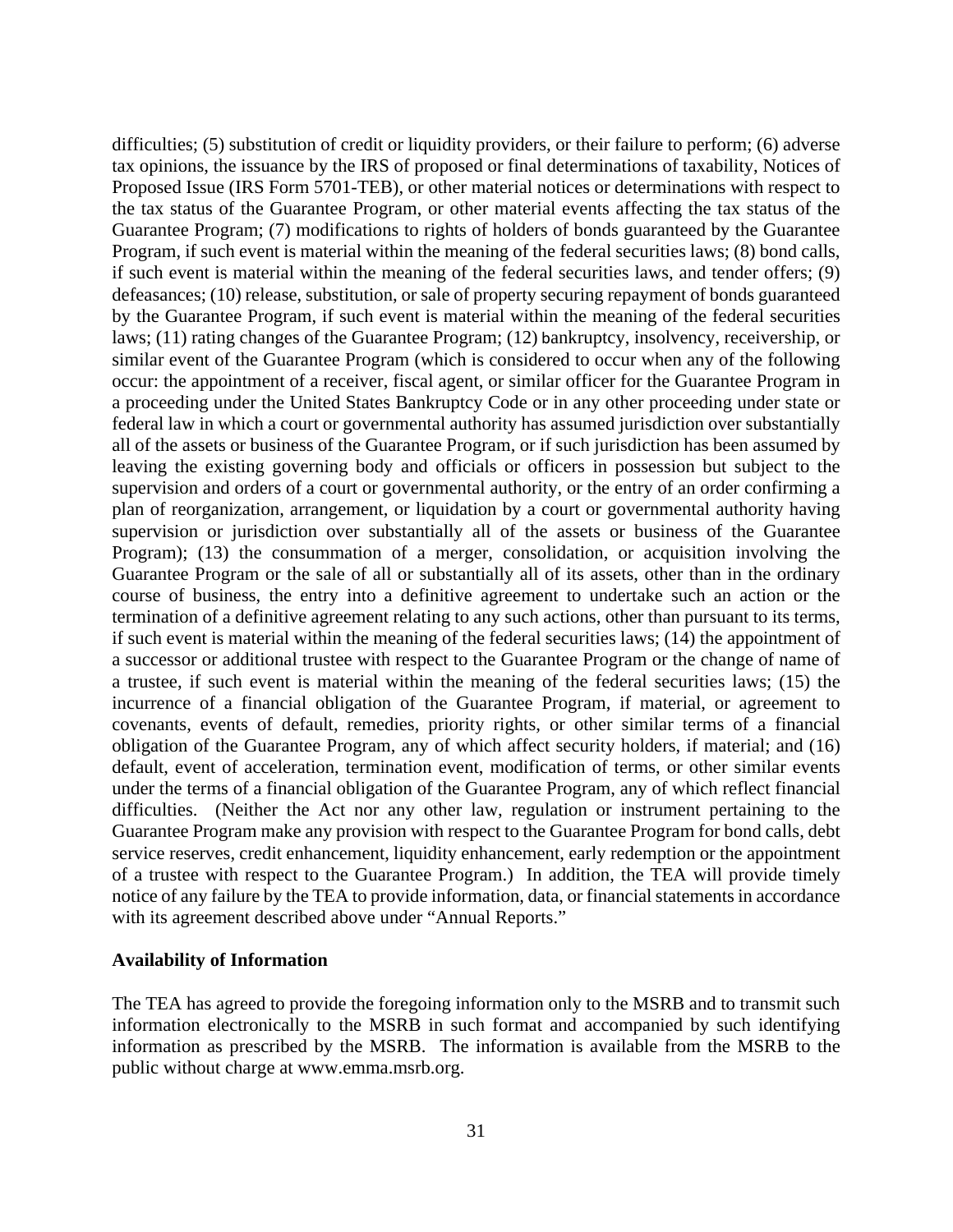difficulties; (5) substitution of credit or liquidity providers, or their failure to perform; (6) adverse tax opinions, the issuance by the IRS of proposed or final determinations of taxability, Notices of Proposed Issue (IRS Form 5701-TEB), or other material notices or determinations with respect to the tax status of the Guarantee Program, or other material events affecting the tax status of the Guarantee Program; (7) modifications to rights of holders of bonds guaranteed by the Guarantee Program, if such event is material within the meaning of the federal securities laws; (8) bond calls, if such event is material within the meaning of the federal securities laws, and tender offers; (9) defeasances; (10) release, substitution, or sale of property securing repayment of bonds guaranteed by the Guarantee Program, if such event is material within the meaning of the federal securities laws; (11) rating changes of the Guarantee Program; (12) bankruptcy, insolvency, receivership, or similar event of the Guarantee Program (which is considered to occur when any of the following occur: the appointment of a receiver, fiscal agent, or similar officer for the Guarantee Program in a proceeding under the United States Bankruptcy Code or in any other proceeding under state or federal law in which a court or governmental authority has assumed jurisdiction over substantially all of the assets or business of the Guarantee Program, or if such jurisdiction has been assumed by leaving the existing governing body and officials or officers in possession but subject to the supervision and orders of a court or governmental authority, or the entry of an order confirming a plan of reorganization, arrangement, or liquidation by a court or governmental authority having supervision or jurisdiction over substantially all of the assets or business of the Guarantee Program); (13) the consummation of a merger, consolidation, or acquisition involving the Guarantee Program or the sale of all or substantially all of its assets, other than in the ordinary course of business, the entry into a definitive agreement to undertake such an action or the termination of a definitive agreement relating to any such actions, other than pursuant to its terms, if such event is material within the meaning of the federal securities laws; (14) the appointment of a successor or additional trustee with respect to the Guarantee Program or the change of name of a trustee, if such event is material within the meaning of the federal securities laws; (15) the incurrence of a financial obligation of the Guarantee Program, if material, or agreement to covenants, events of default, remedies, priority rights, or other similar terms of a financial obligation of the Guarantee Program, any of which affect security holders, if material; and (16) default, event of acceleration, termination event, modification of terms, or other similar events under the terms of a financial obligation of the Guarantee Program, any of which reflect financial difficulties. (Neither the Act nor any other law, regulation or instrument pertaining to the Guarantee Program make any provision with respect to the Guarantee Program for bond calls, debt service reserves, credit enhancement, liquidity enhancement, early redemption or the appointment of a trustee with respect to the Guarantee Program.) In addition, the TEA will provide timely notice of any failure by the TEA to provide information, data, or financial statements in accordance with its agreement described above under "Annual Reports."

**Availability of Information**

The TEA has agreed to provide the foregoing information only to the MSRB and to transmit such information electronically to the MSRB in such format and accompanied by such identifying information as prescribed by the MSRB. The information is available from the MSRB to the public without charge at www.emma.msrb.org.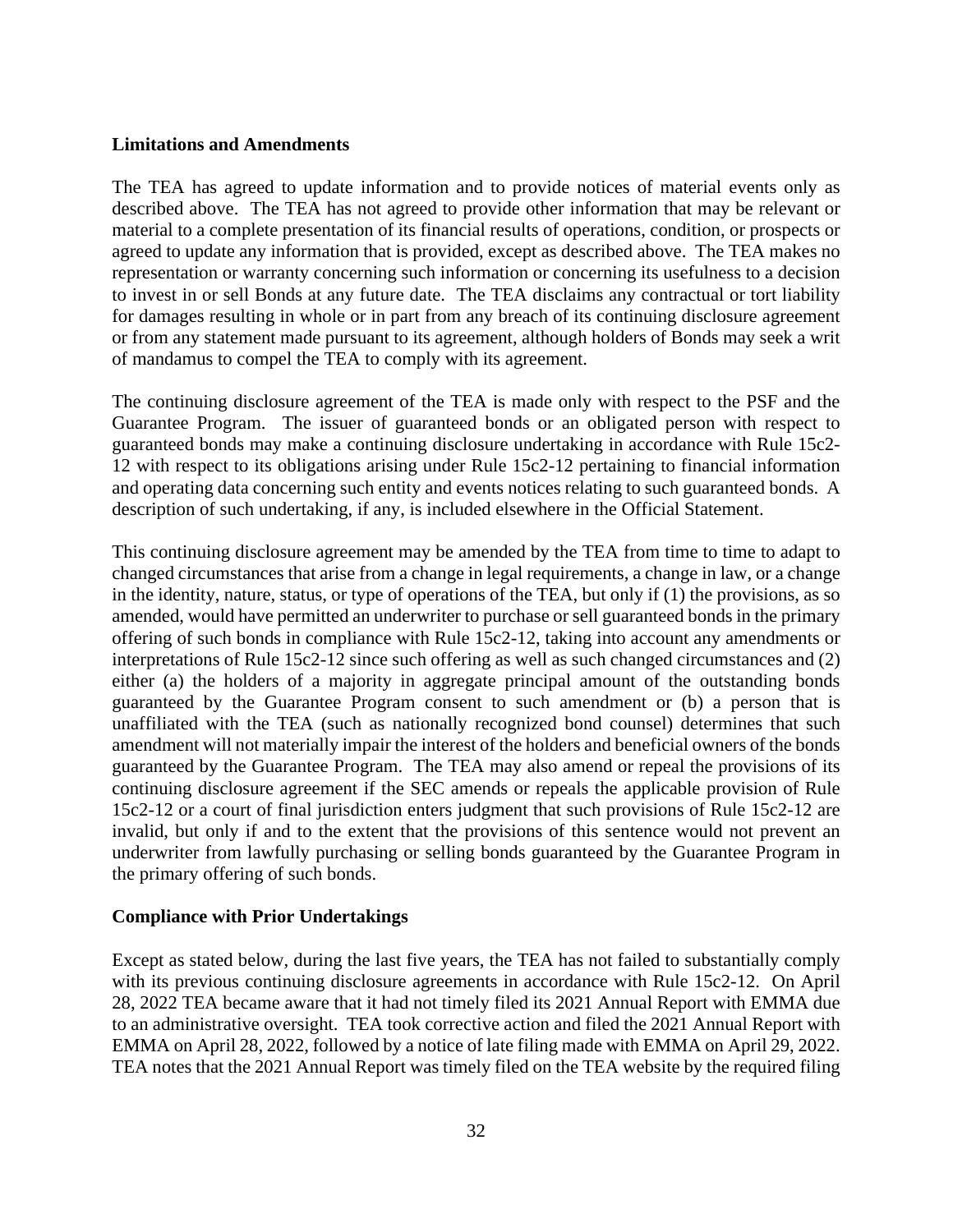**Limitations and Amendments**

The TEA has agreed to update information and to provide notices of material events only as described above. The TEA has not agreed to provide other information that may be relevant or material to a complete presentation of its financial results of operations, condition, or prospects or agreed to update any information that is provided, except as described above. The TEA makes no representation or warranty concerning such information or concerning its usefulness to a decision to invest in or sell Bonds at any future date. The TEA disclaims any contractual or tort liability for damages resulting in whole or in part from any breach of its continuing disclosure agreement or from any statement made pursuant to its agreement, although holders of Bonds may seek a writ of mandamus to compel the TEA to comply with its agreement.

The continuing disclosure agreement of the TEA is made only with respect to the PSF and the Guarantee Program. The issuer of guaranteed bonds or an obligated person with respect to guaranteed bonds may make a continuing disclosure undertaking in accordance with Rule 15c2-12 with respect to its obligations arising under Rule 15c2-12 pertaining to financial information and operating data concerning such entity and events notices relating to such guaranteed bonds. A description of such undertaking, if any, is included elsewhere in the Official Statement.

This continuing disclosure agreement may be amended by the TEA from time to time to adapt to changed circumstances that arise from a change in legal requirements, a change in law, or a change in the identity, nature, status, or type of operations of the TEA, but only if (1) the provisions, as so amended, would have permitted an underwriter to purchase or sell guaranteed bonds in the primary offering of such bonds in compliance with Rule 15c2-12, taking into account any amendments or interpretations of Rule 15c2-12 since such offering as well as such changed circumstances and (2) either (a) the holders of a majority in aggregate principal amount of the outstanding bonds guaranteed by the Guarantee Program consent to such amendment or (b) a person that is unaffiliated with the TEA (such as nationally recognized bond counsel) determines that such amendment will not materially impair the interest of the holders and beneficial owners of the bonds guaranteed by the Guarantee Program. The TEA may also amend or repeal the provisions of its continuing disclosure agreement if the SEC amends or repeals the applicable provision of Rule 15c2-12 or a court of final jurisdiction enters judgment that such provisions of Rule 15c2-12 are invalid, but only if and to the extent that the provisions of this sentence would not prevent an underwriter from lawfully purchasing or selling bonds guaranteed by the Guarantee Program in the primary offering of such bonds.

**Compliance with Prior Undertakings**

Except as stated below, during the last five years, the TEA has not failed to substantially comply with its previous continuing disclosure agreements in accordance with Rule 15c2-12. On April 28, 2022 TEA became aware that it had not timely filed its 2021 Annual Report with EMMA due to an administrative oversight. TEA took corrective action and filed the 2021 Annual Report with EMMA on April 28, 2022, followed by a notice of late filing made with EMMA on April 29, 2022. TEA notes that the 2021 Annual Report was timely filed on the TEA website by the required filing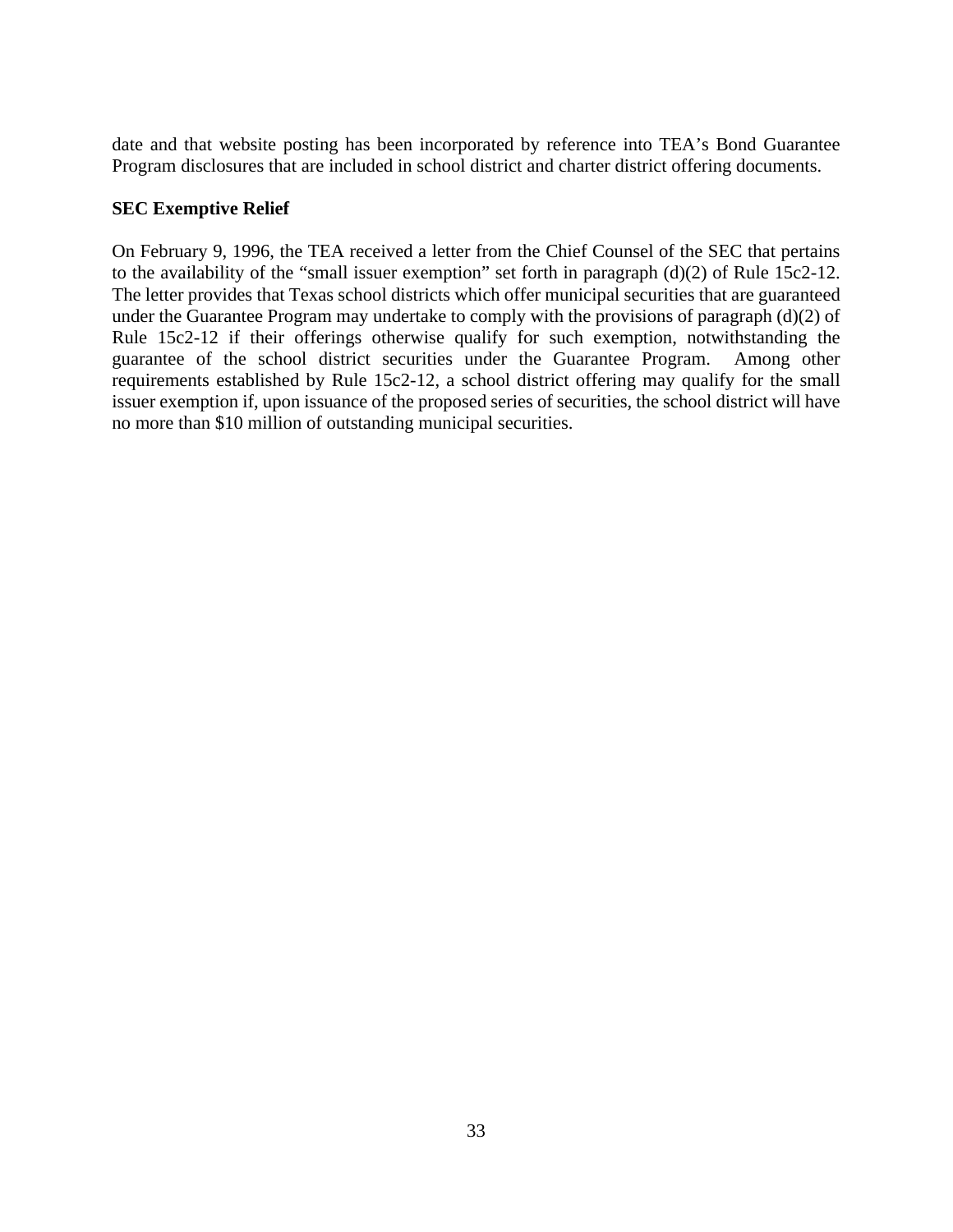date and that website posting has been incorporated by reference into TEA's Bond Guarantee Program disclosures that are included in school district and charter district offering documents.

**SEC Exemptive Relief**

On February 9, 1996, the TEA received a letter from the Chief Counsel of the SEC that pertains to the availability of the "small issuer exemption" set forth in paragraph (d)(2) of Rule 15c2-12. The letter provides that Texas school districts which offer municipal securities that are guaranteed under the Guarantee Program may undertake to comply with the provisions of paragraph (d)(2) of Rule 15c2-12 if their offerings otherwise qualify for such exemption, notwithstanding the guarantee of the school district securities under the Guarantee Program. Among other requirements established by Rule 15c2-12, a school district offering may qualify for the small issuer exemption if, upon issuance of the proposed series of securities, the school district will have no more than $10 million of outstanding municipal securities.